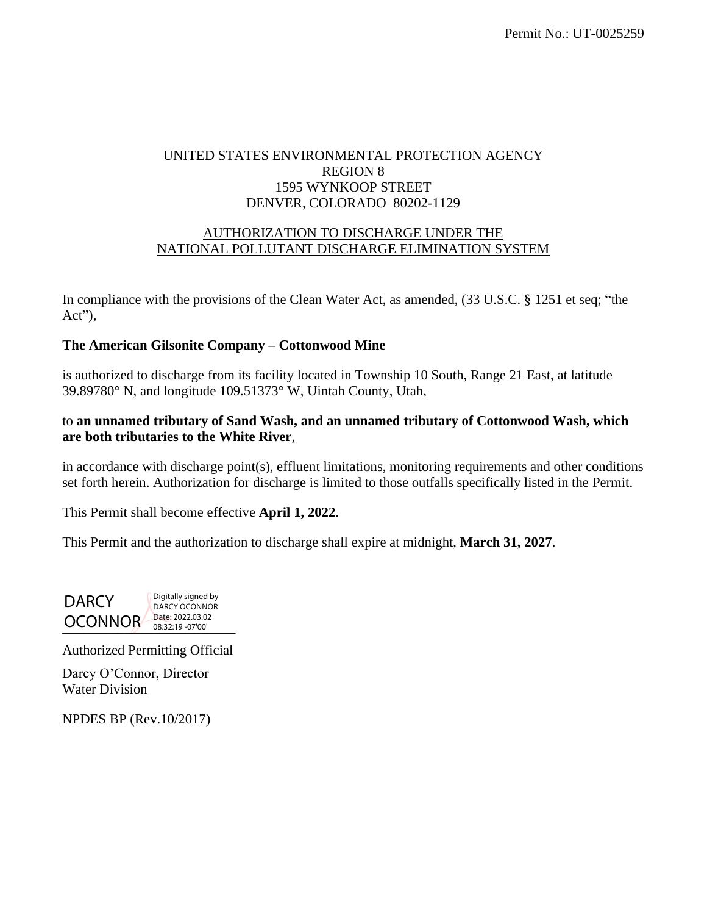Permit No.: UT-0025259

UNITED STATES ENVIRONMENTAL PROTECTION AGENCY
REGION 8
1595 WYNKOOP STREET
DENVER, COLORADO 80202-1129

AUTHORIZATION TO DISCHARGE UNDER THE
NATIONAL POLLUTANT DISCHARGE ELIMINATION SYSTEM

In compliance with the provisions of the Clean Water Act, as amended, (33 U.S.C. § 1251 et seq; "the Act"),

**The American Gilsonite Company – Cottonwood Mine**

is authorized to discharge from its facility located in Township 10 South, Range 21 East, at latitude 39.89780° N, and longitude 109.51373° W, Uintah County, Utah,

to **an unnamed tributary of Sand Wash, and an unnamed tributary of Cottonwood Wash, which are both tributaries to the White River**,

in accordance with discharge point(s), effluent limitations, monitoring requirements and other conditions set forth herein. Authorization for discharge is limited to those outfalls specifically listed in the Permit.

This Permit shall become effective **April 1, 2022**.

This Permit and the authorization to discharge shall expire at midnight, **March 31, 2027**.

DARCY OCONNOR — Digitally signed by DARCY OCONNOR Date: 2022.03.02 08:32:19 -07'00'

Authorized Permitting Official

Darcy O'Connor, Director
Water Division

NPDES BP (Rev.10/2017)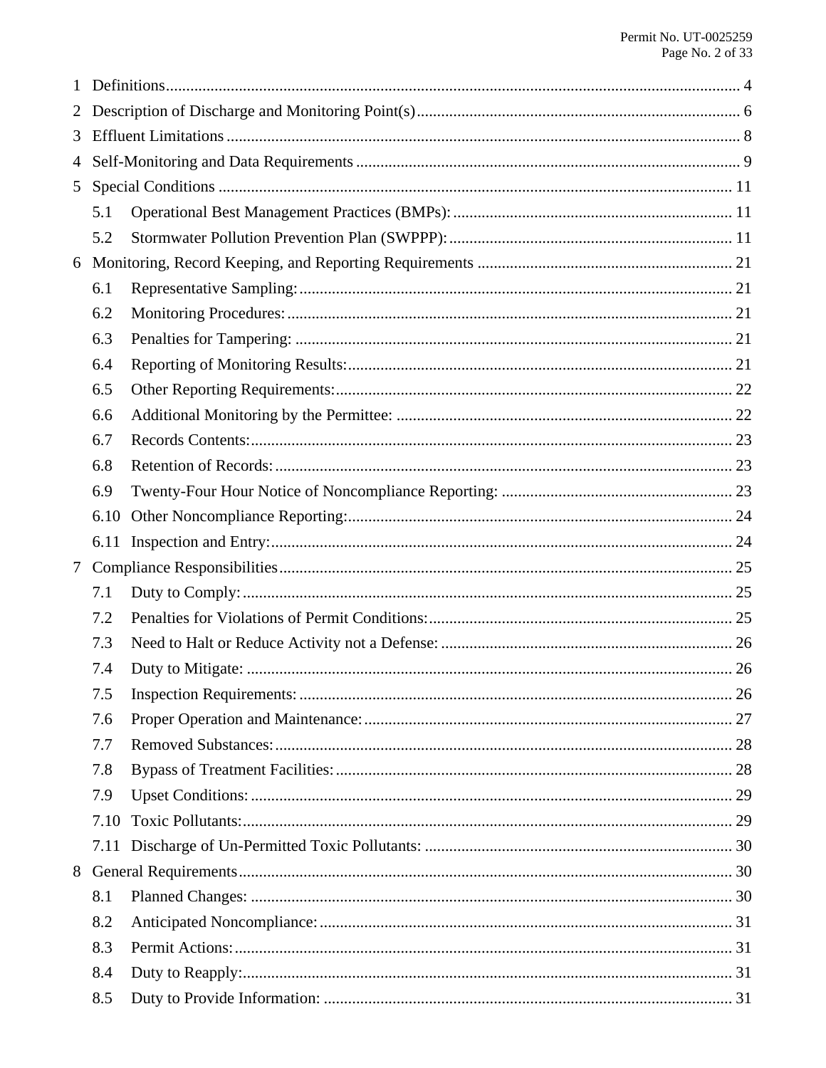1 Definitions ..... 4

2 Description of Discharge and Monitoring Point(s) ..... 6

3 Effluent Limitations ..... 8

4 Self-Monitoring and Data Requirements ..... 9

5 Special Conditions ..... 11

- 5.1 Operational Best Management Practices (BMPs): ..... 11
- 5.2 Stormwater Pollution Prevention Plan (SWPPP): ..... 11

6 Monitoring, Record Keeping, and Reporting Requirements ..... 21

- 6.1 Representative Sampling: ..... 21
- 6.2 Monitoring Procedures: ..... 21
- 6.3 Penalties for Tampering: ..... 21
- 6.4 Reporting of Monitoring Results: ..... 21
- 6.5 Other Reporting Requirements: ..... 22
- 6.6 Additional Monitoring by the Permittee: ..... 22
- 6.7 Records Contents: ..... 23
- 6.8 Retention of Records: ..... 23
- 6.9 Twenty-Four Hour Notice of Noncompliance Reporting: ..... 23
- 6.10 Other Noncompliance Reporting: ..... 24
- 6.11 Inspection and Entry: ..... 24

7 Compliance Responsibilities ..... 25

- 7.1 Duty to Comply: ..... 25
- 7.2 Penalties for Violations of Permit Conditions: ..... 25
- 7.3 Need to Halt or Reduce Activity not a Defense: ..... 26
- 7.4 Duty to Mitigate: ..... 26
- 7.5 Inspection Requirements: ..... 26
- 7.6 Proper Operation and Maintenance: ..... 27
- 7.7 Removed Substances: ..... 28
- 7.8 Bypass of Treatment Facilities: ..... 28
- 7.9 Upset Conditions: ..... 29
- 7.10 Toxic Pollutants: ..... 29
- 7.11 Discharge of Un-Permitted Toxic Pollutants: ..... 30

8 General Requirements ..... 30

- 8.1 Planned Changes: ..... 30
- 8.2 Anticipated Noncompliance: ..... 31
- 8.3 Permit Actions: ..... 31
- 8.4 Duty to Reapply: ..... 31
- 8.5 Duty to Provide Information: ..... 31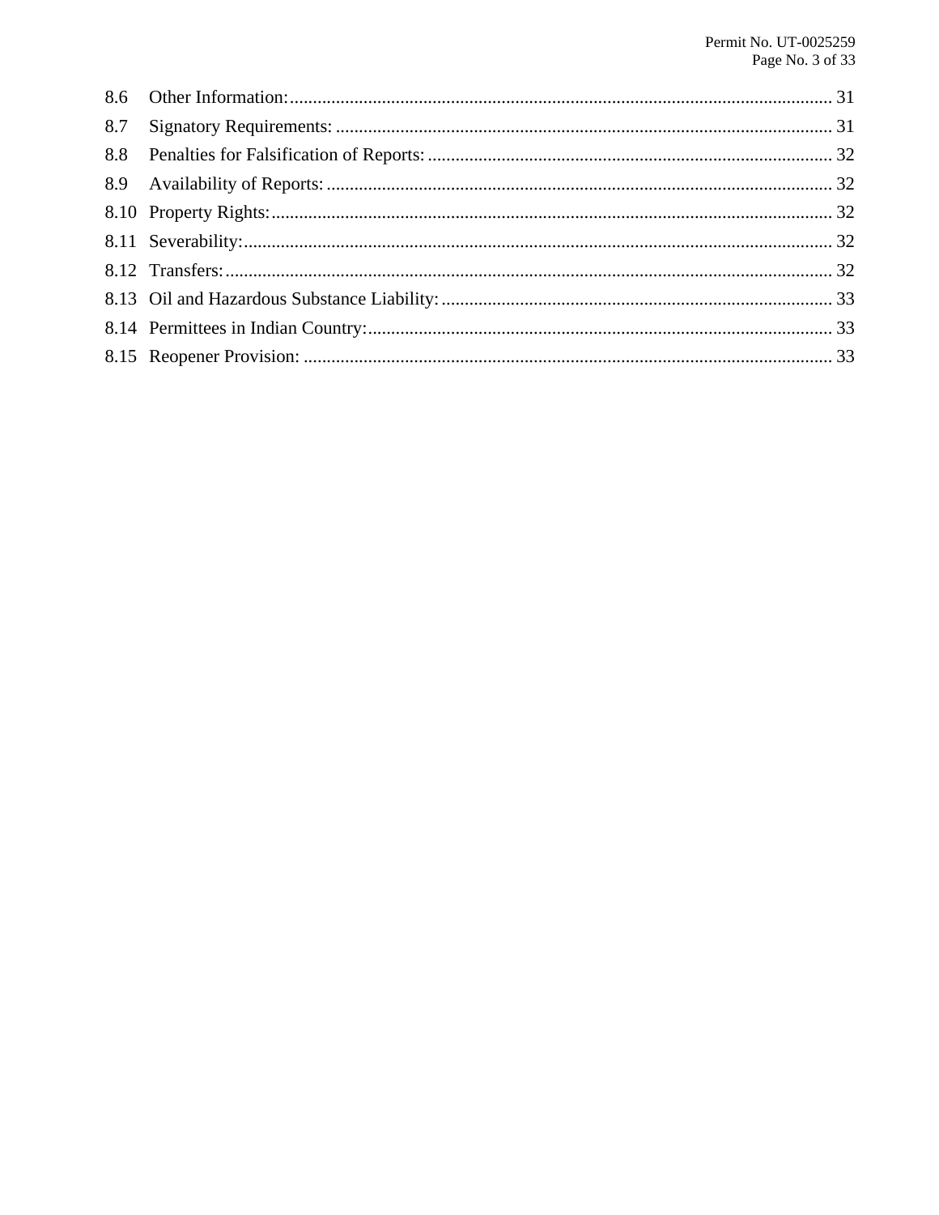8.6 Other Information: 31
8.7 Signatory Requirements: 31
8.8 Penalties for Falsification of Reports: 32
8.9 Availability of Reports: 32
8.10 Property Rights: 32
8.11 Severability: 32
8.12 Transfers: 32
8.13 Oil and Hazardous Substance Liability: 33
8.14 Permittees in Indian Country: 33
8.15 Reopener Provision: 33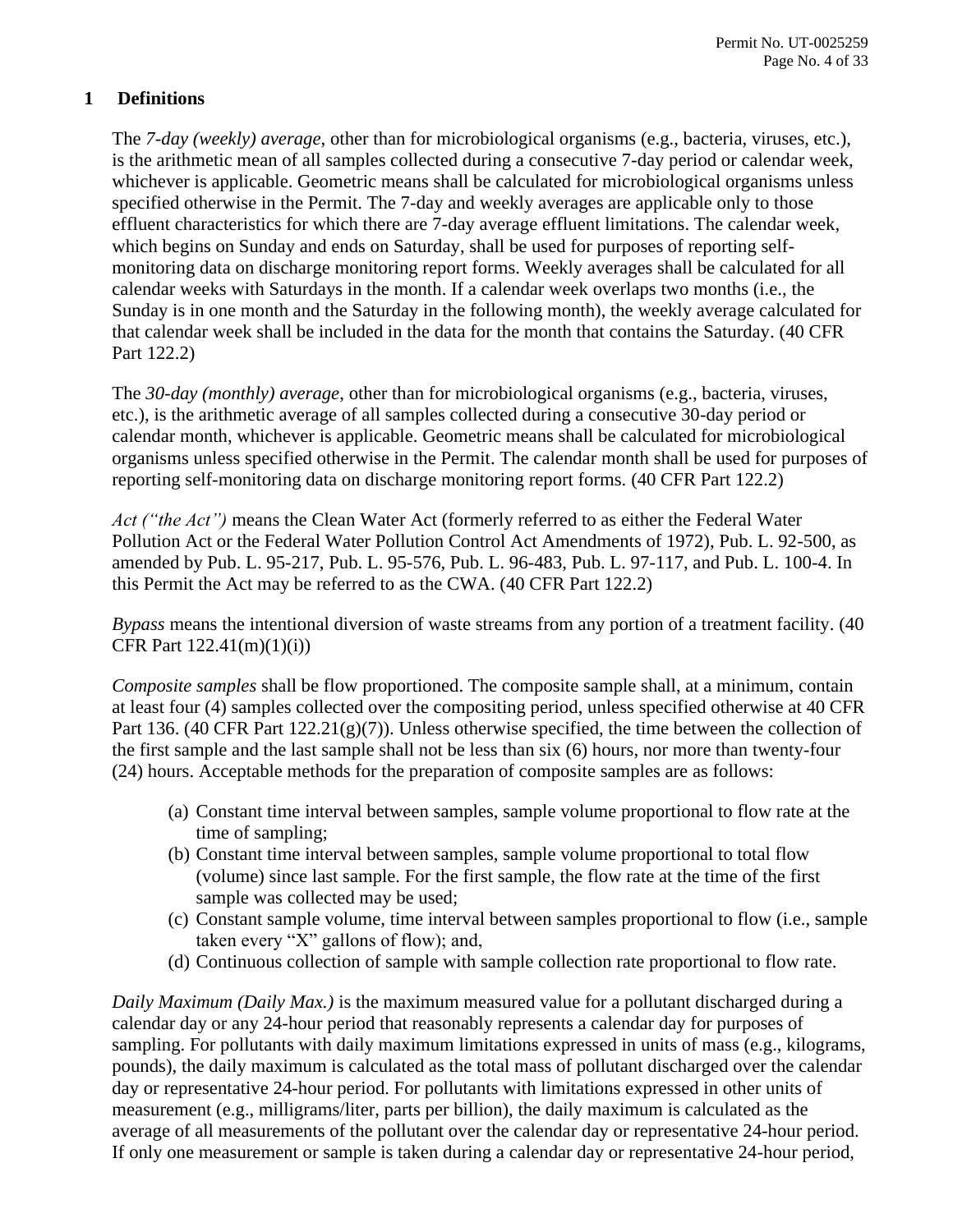## 1 Definitions

The *7-day (weekly) average*, other than for microbiological organisms (e.g., bacteria, viruses, etc.), is the arithmetic mean of all samples collected during a consecutive 7-day period or calendar week, whichever is applicable. Geometric means shall be calculated for microbiological organisms unless specified otherwise in the Permit. The 7-day and weekly averages are applicable only to those effluent characteristics for which there are 7-day average effluent limitations. The calendar week, which begins on Sunday and ends on Saturday, shall be used for purposes of reporting self-monitoring data on discharge monitoring report forms. Weekly averages shall be calculated for all calendar weeks with Saturdays in the month. If a calendar week overlaps two months (i.e., the Sunday is in one month and the Saturday in the following month), the weekly average calculated for that calendar week shall be included in the data for the month that contains the Saturday. (40 CFR Part 122.2)

The *30-day (monthly) average*, other than for microbiological organisms (e.g., bacteria, viruses, etc.), is the arithmetic average of all samples collected during a consecutive 30-day period or calendar month, whichever is applicable. Geometric means shall be calculated for microbiological organisms unless specified otherwise in the Permit. The calendar month shall be used for purposes of reporting self-monitoring data on discharge monitoring report forms. (40 CFR Part 122.2)

*Act ("the Act")* means the Clean Water Act (formerly referred to as either the Federal Water Pollution Act or the Federal Water Pollution Control Act Amendments of 1972), Pub. L. 92-500, as amended by Pub. L. 95-217, Pub. L. 95-576, Pub. L. 96-483, Pub. L. 97-117, and Pub. L. 100-4. In this Permit the Act may be referred to as the CWA. (40 CFR Part 122.2)

*Bypass* means the intentional diversion of waste streams from any portion of a treatment facility. (40 CFR Part 122.41(m)(1)(i))

*Composite samples* shall be flow proportioned. The composite sample shall, at a minimum, contain at least four (4) samples collected over the compositing period, unless specified otherwise at 40 CFR Part 136. (40 CFR Part 122.21(g)(7)). Unless otherwise specified, the time between the collection of the first sample and the last sample shall not be less than six (6) hours, nor more than twenty-four (24) hours. Acceptable methods for the preparation of composite samples are as follows:

(a) Constant time interval between samples, sample volume proportional to flow rate at the time of sampling;
(b) Constant time interval between samples, sample volume proportional to total flow (volume) since last sample. For the first sample, the flow rate at the time of the first sample was collected may be used;
(c) Constant sample volume, time interval between samples proportional to flow (i.e., sample taken every "X" gallons of flow); and,
(d) Continuous collection of sample with sample collection rate proportional to flow rate.

*Daily Maximum (Daily Max.)* is the maximum measured value for a pollutant discharged during a calendar day or any 24-hour period that reasonably represents a calendar day for purposes of sampling. For pollutants with daily maximum limitations expressed in units of mass (e.g., kilograms, pounds), the daily maximum is calculated as the total mass of pollutant discharged over the calendar day or representative 24-hour period. For pollutants with limitations expressed in other units of measurement (e.g., milligrams/liter, parts per billion), the daily maximum is calculated as the average of all measurements of the pollutant over the calendar day or representative 24-hour period. If only one measurement or sample is taken during a calendar day or representative 24-hour period,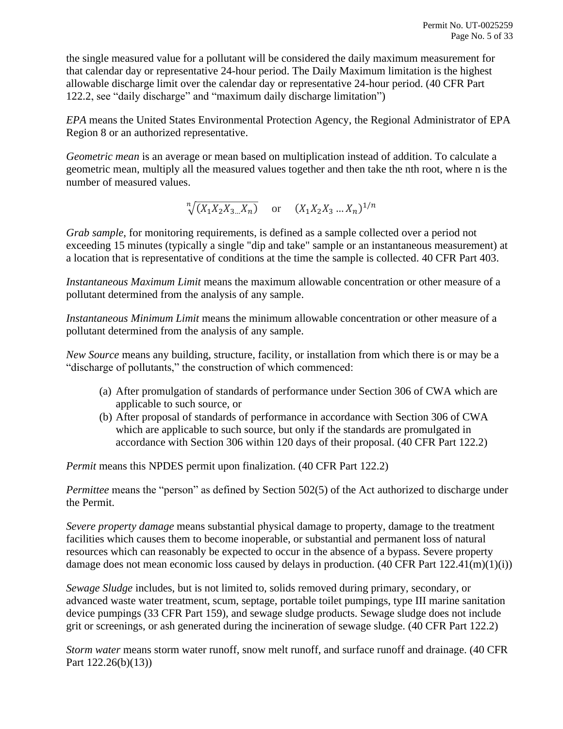the single measured value for a pollutant will be considered the daily maximum measurement for that calendar day or representative 24-hour period. The Daily Maximum limitation is the highest allowable discharge limit over the calendar day or representative 24-hour period. (40 CFR Part 122.2, see "daily discharge" and "maximum daily discharge limitation")

*EPA* means the United States Environmental Protection Agency, the Regional Administrator of EPA Region 8 or an authorized representative.

*Geometric mean* is an average or mean based on multiplication instead of addition. To calculate a geometric mean, multiply all the measured values together and then take the nth root, where n is the number of measured values.

$$\sqrt[n]{(X_1 X_2 X_{3\ldots} X_n)} \quad \text{or} \quad (X_1 X_2 X_3 \ldots X_n)^{1/n}$$

*Grab sample*, for monitoring requirements, is defined as a sample collected over a period not exceeding 15 minutes (typically a single "dip and take" sample or an instantaneous measurement) at a location that is representative of conditions at the time the sample is collected. 40 CFR Part 403.

*Instantaneous Maximum Limit* means the maximum allowable concentration or other measure of a pollutant determined from the analysis of any sample.

*Instantaneous Minimum Limit* means the minimum allowable concentration or other measure of a pollutant determined from the analysis of any sample.

*New Source* means any building, structure, facility, or installation from which there is or may be a "discharge of pollutants," the construction of which commenced:

(a) After promulgation of standards of performance under Section 306 of CWA which are applicable to such source, or
(b) After proposal of standards of performance in accordance with Section 306 of CWA which are applicable to such source, but only if the standards are promulgated in accordance with Section 306 within 120 days of their proposal. (40 CFR Part 122.2)

*Permit* means this NPDES permit upon finalization. (40 CFR Part 122.2)

*Permittee* means the "person" as defined by Section 502(5) of the Act authorized to discharge under the Permit.

*Severe property damage* means substantial physical damage to property, damage to the treatment facilities which causes them to become inoperable, or substantial and permanent loss of natural resources which can reasonably be expected to occur in the absence of a bypass. Severe property damage does not mean economic loss caused by delays in production. (40 CFR Part 122.41(m)(1)(i))

*Sewage Sludge* includes, but is not limited to, solids removed during primary, secondary, or advanced waste water treatment, scum, septage, portable toilet pumpings, type III marine sanitation device pumpings (33 CFR Part 159), and sewage sludge products. Sewage sludge does not include grit or screenings, or ash generated during the incineration of sewage sludge. (40 CFR Part 122.2)

*Storm water* means storm water runoff, snow melt runoff, and surface runoff and drainage. (40 CFR Part 122.26(b)(13))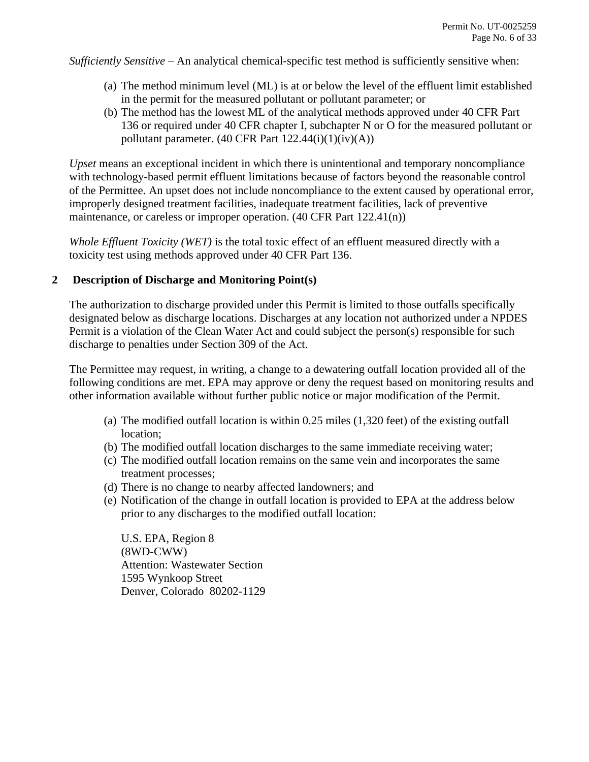*Sufficiently Sensitive* – An analytical chemical-specific test method is sufficiently sensitive when:

(a) The method minimum level (ML) is at or below the level of the effluent limit established in the permit for the measured pollutant or pollutant parameter; or
(b) The method has the lowest ML of the analytical methods approved under 40 CFR Part 136 or required under 40 CFR chapter I, subchapter N or O for the measured pollutant or pollutant parameter. (40 CFR Part 122.44(i)(1)(iv)(A))

*Upset* means an exceptional incident in which there is unintentional and temporary noncompliance with technology-based permit effluent limitations because of factors beyond the reasonable control of the Permittee. An upset does not include noncompliance to the extent caused by operational error, improperly designed treatment facilities, inadequate treatment facilities, lack of preventive maintenance, or careless or improper operation. (40 CFR Part 122.41(n))

*Whole Effluent Toxicity (WET)* is the total toxic effect of an effluent measured directly with a toxicity test using methods approved under 40 CFR Part 136.

## 2 Description of Discharge and Monitoring Point(s)

The authorization to discharge provided under this Permit is limited to those outfalls specifically designated below as discharge locations. Discharges at any location not authorized under a NPDES Permit is a violation of the Clean Water Act and could subject the person(s) responsible for such discharge to penalties under Section 309 of the Act.

The Permittee may request, in writing, a change to a dewatering outfall location provided all of the following conditions are met. EPA may approve or deny the request based on monitoring results and other information available without further public notice or major modification of the Permit.

(a) The modified outfall location is within 0.25 miles (1,320 feet) of the existing outfall location;
(b) The modified outfall location discharges to the same immediate receiving water;
(c) The modified outfall location remains on the same vein and incorporates the same treatment processes;
(d) There is no change to nearby affected landowners; and
(e) Notification of the change in outfall location is provided to EPA at the address below prior to any discharges to the modified outfall location:

U.S. EPA, Region 8
(8WD-CWW)
Attention: Wastewater Section
1595 Wynkoop Street
Denver, Colorado 80202-1129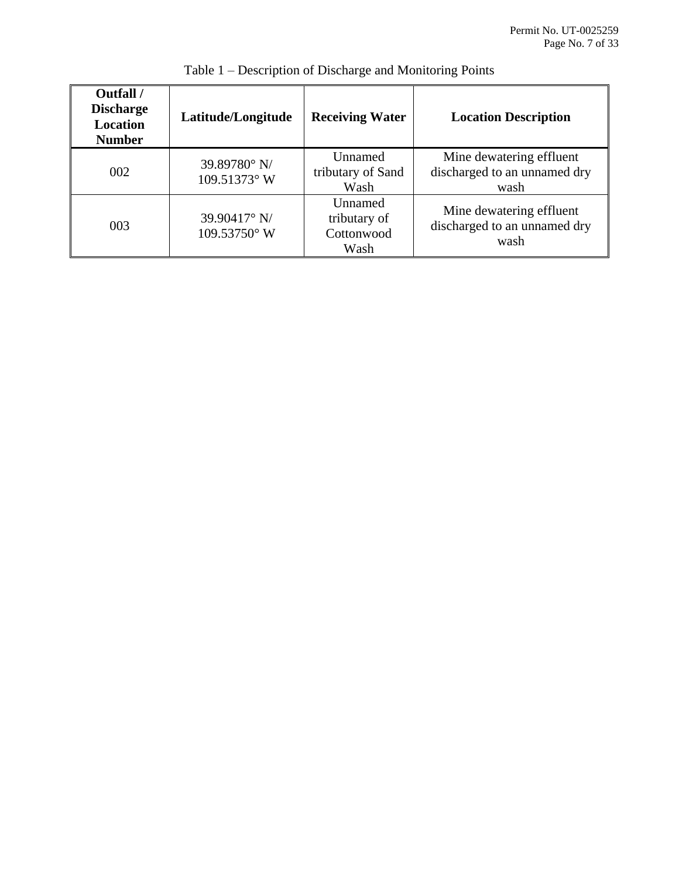Table 1 – Description of Discharge and Monitoring Points

| Outfall / Discharge Location Number | Latitude/Longitude | Receiving Water | Location Description |
|---|---|---|---|
| 002 | 39.89780° N/ 109.51373° W | Unnamed tributary of Sand Wash | Mine dewatering effluent discharged to an unnamed dry wash |
| 003 | 39.90417° N/ 109.53750° W | Unnamed tributary of Cottonwood Wash | Mine dewatering effluent discharged to an unnamed dry wash |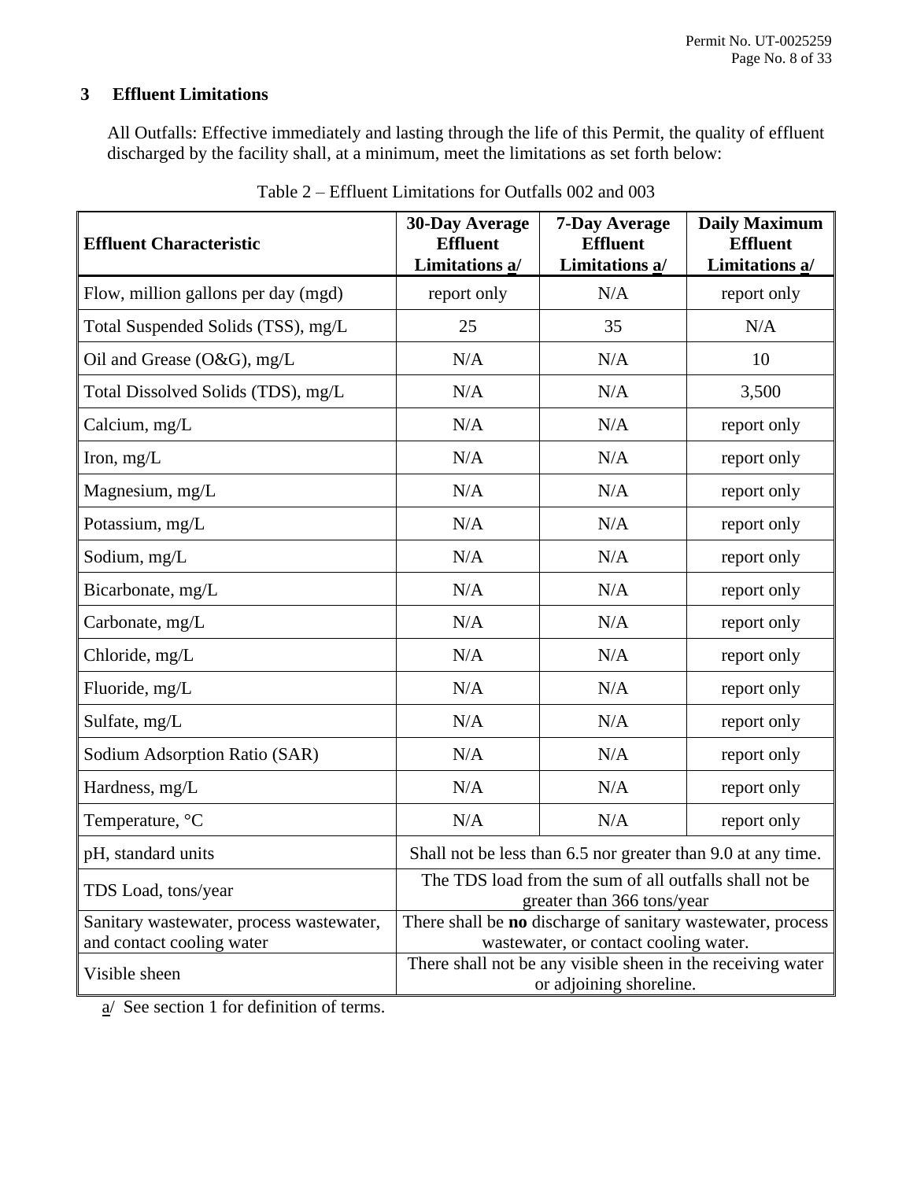## 3 Effluent Limitations

All Outfalls: Effective immediately and lasting through the life of this Permit, the quality of effluent discharged by the facility shall, at a minimum, meet the limitations as set forth below:

Table 2 – Effluent Limitations for Outfalls 002 and 003

| Effluent Characteristic | 30-Day Average Effluent Limitations a/ | 7-Day Average Effluent Limitations a/ | Daily Maximum Effluent Limitations a/ |
|---|---|---|---|
| Flow, million gallons per day (mgd) | report only | N/A | report only |
| Total Suspended Solids (TSS), mg/L | 25 | 35 | N/A |
| Oil and Grease (O&G), mg/L | N/A | N/A | 10 |
| Total Dissolved Solids (TDS), mg/L | N/A | N/A | 3,500 |
| Calcium, mg/L | N/A | N/A | report only |
| Iron, mg/L | N/A | N/A | report only |
| Magnesium, mg/L | N/A | N/A | report only |
| Potassium, mg/L | N/A | N/A | report only |
| Sodium, mg/L | N/A | N/A | report only |
| Bicarbonate, mg/L | N/A | N/A | report only |
| Carbonate, mg/L | N/A | N/A | report only |
| Chloride, mg/L | N/A | N/A | report only |
| Fluoride, mg/L | N/A | N/A | report only |
| Sulfate, mg/L | N/A | N/A | report only |
| Sodium Adsorption Ratio (SAR) | N/A | N/A | report only |
| Hardness, mg/L | N/A | N/A | report only |
| Temperature, °C | N/A | N/A | report only |
| pH, standard units | Shall not be less than 6.5 nor greater than 9.0 at any time. | | |
| TDS Load, tons/year | The TDS load from the sum of all outfalls shall not be greater than 366 tons/year | | |
| Sanitary wastewater, process wastewater, and contact cooling water | There shall be **no** discharge of sanitary wastewater, process wastewater, or contact cooling water. | | |
| Visible sheen | There shall not be any visible sheen in the receiving water or adjoining shoreline. | | |

a/ See section 1 for definition of terms.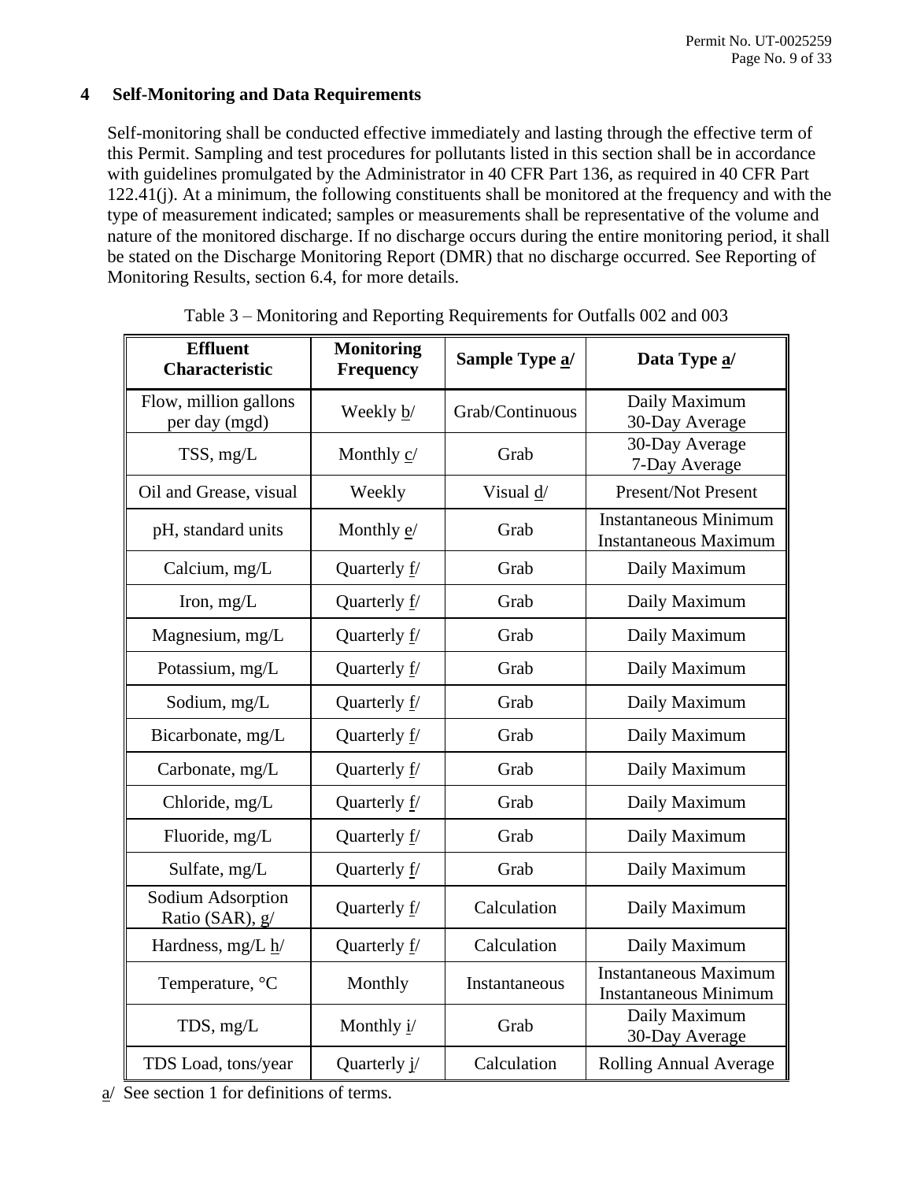## 4 Self-Monitoring and Data Requirements

Self-monitoring shall be conducted effective immediately and lasting through the effective term of this Permit. Sampling and test procedures for pollutants listed in this section shall be in accordance with guidelines promulgated by the Administrator in 40 CFR Part 136, as required in 40 CFR Part 122.41(j). At a minimum, the following constituents shall be monitored at the frequency and with the type of measurement indicated; samples or measurements shall be representative of the volume and nature of the monitored discharge. If no discharge occurs during the entire monitoring period, it shall be stated on the Discharge Monitoring Report (DMR) that no discharge occurred. See Reporting of Monitoring Results, section 6.4, for more details.

Table 3 – Monitoring and Reporting Requirements for Outfalls 002 and 003

| Effluent Characteristic | Monitoring Frequency | Sample Type a/ | Data Type a/ |
|---|---|---|---|
| Flow, million gallons per day (mgd) | Weekly b/ | Grab/Continuous | Daily Maximum<br>30-Day Average |
| TSS, mg/L | Monthly c/ | Grab | 30-Day Average<br>7-Day Average |
| Oil and Grease, visual | Weekly | Visual d/ | Present/Not Present |
| pH, standard units | Monthly e/ | Grab | Instantaneous Minimum<br>Instantaneous Maximum |
| Calcium, mg/L | Quarterly f/ | Grab | Daily Maximum |
| Iron, mg/L | Quarterly f/ | Grab | Daily Maximum |
| Magnesium, mg/L | Quarterly f/ | Grab | Daily Maximum |
| Potassium, mg/L | Quarterly f/ | Grab | Daily Maximum |
| Sodium, mg/L | Quarterly f/ | Grab | Daily Maximum |
| Bicarbonate, mg/L | Quarterly f/ | Grab | Daily Maximum |
| Carbonate, mg/L | Quarterly f/ | Grab | Daily Maximum |
| Chloride, mg/L | Quarterly f/ | Grab | Daily Maximum |
| Fluoride, mg/L | Quarterly f/ | Grab | Daily Maximum |
| Sulfate, mg/L | Quarterly f/ | Grab | Daily Maximum |
| Sodium Adsorption Ratio (SAR), g/ | Quarterly f/ | Calculation | Daily Maximum |
| Hardness, mg/L h/ | Quarterly f/ | Calculation | Daily Maximum |
| Temperature, °C | Monthly | Instantaneous | Instantaneous Maximum<br>Instantaneous Minimum |
| TDS, mg/L | Monthly i/ | Grab | Daily Maximum<br>30-Day Average |
| TDS Load, tons/year | Quarterly j/ | Calculation | Rolling Annual Average |

a/ See section 1 for definitions of terms.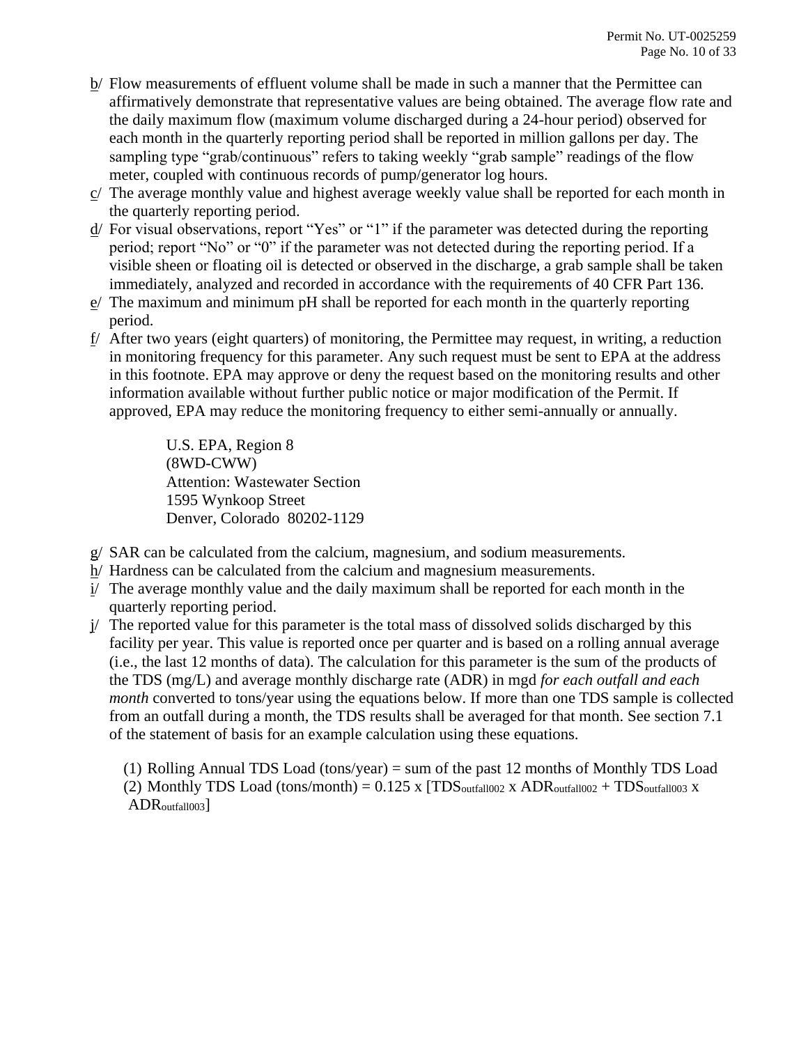b/ Flow measurements of effluent volume shall be made in such a manner that the Permittee can affirmatively demonstrate that representative values are being obtained. The average flow rate and the daily maximum flow (maximum volume discharged during a 24-hour period) observed for each month in the quarterly reporting period shall be reported in million gallons per day. The sampling type "grab/continuous" refers to taking weekly "grab sample" readings of the flow meter, coupled with continuous records of pump/generator log hours.

c/ The average monthly value and highest average weekly value shall be reported for each month in the quarterly reporting period.

d/ For visual observations, report "Yes" or "1" if the parameter was detected during the reporting period; report "No" or "0" if the parameter was not detected during the reporting period. If a visible sheen or floating oil is detected or observed in the discharge, a grab sample shall be taken immediately, analyzed and recorded in accordance with the requirements of 40 CFR Part 136.

e/ The maximum and minimum pH shall be reported for each month in the quarterly reporting period.

f/ After two years (eight quarters) of monitoring, the Permittee may request, in writing, a reduction in monitoring frequency for this parameter. Any such request must be sent to EPA at the address in this footnote. EPA may approve or deny the request based on the monitoring results and other information available without further public notice or major modification of the Permit. If approved, EPA may reduce the monitoring frequency to either semi-annually or annually.

> U.S. EPA, Region 8
> (8WD-CWW)
> Attention: Wastewater Section
> 1595 Wynkoop Street
> Denver, Colorado 80202-1129

g/ SAR can be calculated from the calcium, magnesium, and sodium measurements.

h/ Hardness can be calculated from the calcium and magnesium measurements.

i/ The average monthly value and the daily maximum shall be reported for each month in the quarterly reporting period.

j/ The reported value for this parameter is the total mass of dissolved solids discharged by this facility per year. This value is reported once per quarter and is based on a rolling annual average (i.e., the last 12 months of data). The calculation for this parameter is the sum of the products of the TDS (mg/L) and average monthly discharge rate (ADR) in mgd *for each outfall and each month* converted to tons/year using the equations below. If more than one TDS sample is collected from an outfall during a month, the TDS results shall be averaged for that month. See section 7.1 of the statement of basis for an example calculation using these equations.

(1) Rolling Annual TDS Load (tons/year) = sum of the past 12 months of Monthly TDS Load

(2) Monthly TDS Load (tons/month) = $0.125 \times [TDS_{outfall002} \times ADR_{outfall002} + TDS_{outfall003} \times ADR_{outfall003}]$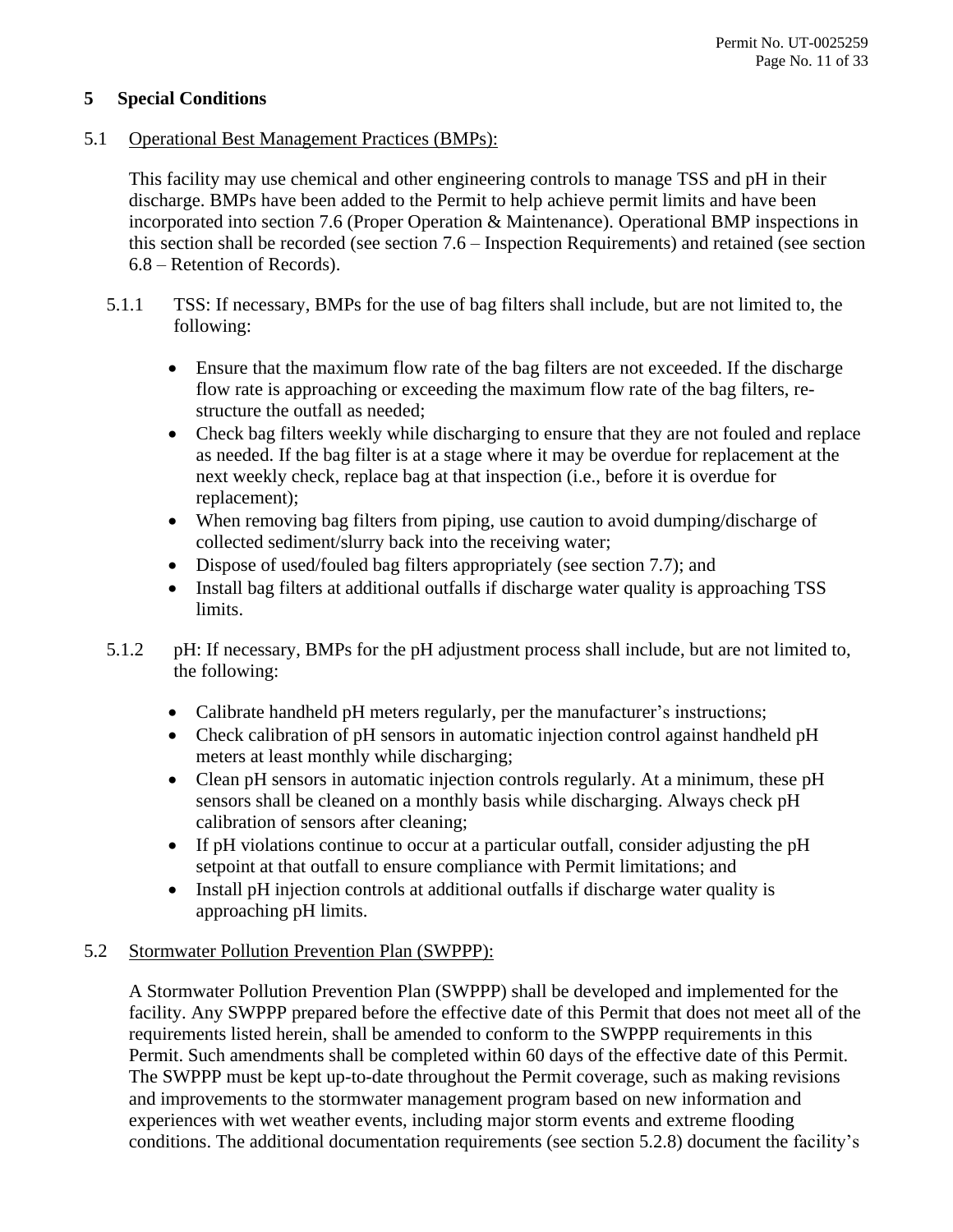# 5 Special Conditions

## 5.1 Operational Best Management Practices (BMPs):

This facility may use chemical and other engineering controls to manage TSS and pH in their discharge. BMPs have been added to the Permit to help achieve permit limits and have been incorporated into section 7.6 (Proper Operation & Maintenance). Operational BMP inspections in this section shall be recorded (see section 7.6 – Inspection Requirements) and retained (see section 6.8 – Retention of Records).

### 5.1.1 TSS: If necessary, BMPs for the use of bag filters shall include, but are not limited to, the following:

- Ensure that the maximum flow rate of the bag filters are not exceeded. If the discharge flow rate is approaching or exceeding the maximum flow rate of the bag filters, re-structure the outfall as needed;
- Check bag filters weekly while discharging to ensure that they are not fouled and replace as needed. If the bag filter is at a stage where it may be overdue for replacement at the next weekly check, replace bag at that inspection (i.e., before it is overdue for replacement);
- When removing bag filters from piping, use caution to avoid dumping/discharge of collected sediment/slurry back into the receiving water;
- Dispose of used/fouled bag filters appropriately (see section 7.7); and
- Install bag filters at additional outfalls if discharge water quality is approaching TSS limits.

### 5.1.2 pH: If necessary, BMPs for the pH adjustment process shall include, but are not limited to, the following:

- Calibrate handheld pH meters regularly, per the manufacturer's instructions;
- Check calibration of pH sensors in automatic injection control against handheld pH meters at least monthly while discharging;
- Clean pH sensors in automatic injection controls regularly. At a minimum, these pH sensors shall be cleaned on a monthly basis while discharging. Always check pH calibration of sensors after cleaning;
- If pH violations continue to occur at a particular outfall, consider adjusting the pH setpoint at that outfall to ensure compliance with Permit limitations; and
- Install pH injection controls at additional outfalls if discharge water quality is approaching pH limits.

## 5.2 Stormwater Pollution Prevention Plan (SWPPP):

A Stormwater Pollution Prevention Plan (SWPPP) shall be developed and implemented for the facility. Any SWPPP prepared before the effective date of this Permit that does not meet all of the requirements listed herein, shall be amended to conform to the SWPPP requirements in this Permit. Such amendments shall be completed within 60 days of the effective date of this Permit. The SWPPP must be kept up-to-date throughout the Permit coverage, such as making revisions and improvements to the stormwater management program based on new information and experiences with wet weather events, including major storm events and extreme flooding conditions. The additional documentation requirements (see section 5.2.8) document the facility's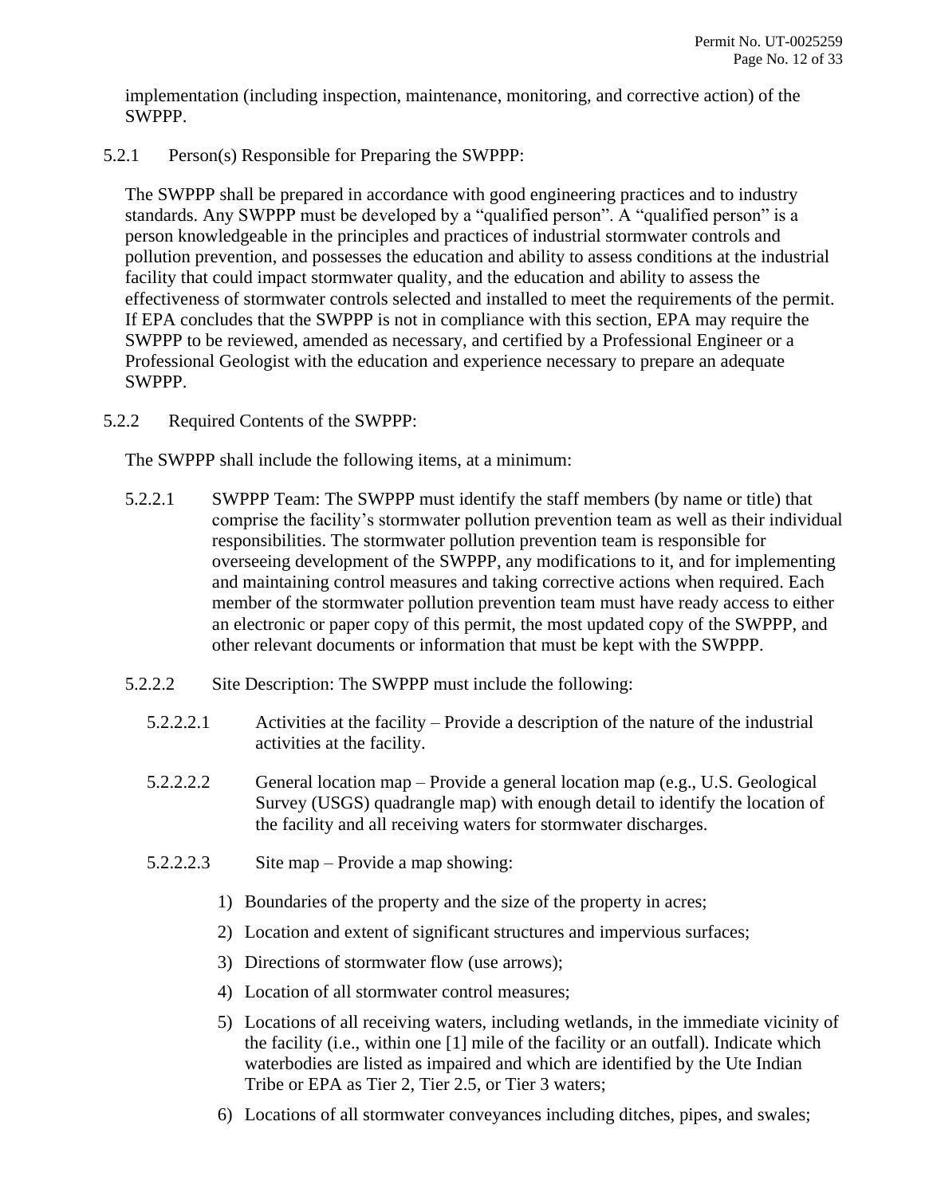implementation (including inspection, maintenance, monitoring, and corrective action) of the SWPPP.

5.2.1 Person(s) Responsible for Preparing the SWPPP:

The SWPPP shall be prepared in accordance with good engineering practices and to industry standards. Any SWPPP must be developed by a "qualified person". A "qualified person" is a person knowledgeable in the principles and practices of industrial stormwater controls and pollution prevention, and possesses the education and ability to assess conditions at the industrial facility that could impact stormwater quality, and the education and ability to assess the effectiveness of stormwater controls selected and installed to meet the requirements of the permit. If EPA concludes that the SWPPP is not in compliance with this section, EPA may require the SWPPP to be reviewed, amended as necessary, and certified by a Professional Engineer or a Professional Geologist with the education and experience necessary to prepare an adequate SWPPP.

5.2.2 Required Contents of the SWPPP:

The SWPPP shall include the following items, at a minimum:

5.2.2.1 SWPPP Team: The SWPPP must identify the staff members (by name or title) that comprise the facility's stormwater pollution prevention team as well as their individual responsibilities. The stormwater pollution prevention team is responsible for overseeing development of the SWPPP, any modifications to it, and for implementing and maintaining control measures and taking corrective actions when required. Each member of the stormwater pollution prevention team must have ready access to either an electronic or paper copy of this permit, the most updated copy of the SWPPP, and other relevant documents or information that must be kept with the SWPPP.

5.2.2.2 Site Description: The SWPPP must include the following:

5.2.2.2.1 Activities at the facility – Provide a description of the nature of the industrial activities at the facility.

5.2.2.2.2 General location map – Provide a general location map (e.g., U.S. Geological Survey (USGS) quadrangle map) with enough detail to identify the location of the facility and all receiving waters for stormwater discharges.

5.2.2.2.3 Site map – Provide a map showing:

1) Boundaries of the property and the size of the property in acres;
2) Location and extent of significant structures and impervious surfaces;
3) Directions of stormwater flow (use arrows);
4) Location of all stormwater control measures;
5) Locations of all receiving waters, including wetlands, in the immediate vicinity of the facility (i.e., within one [1] mile of the facility or an outfall). Indicate which waterbodies are listed as impaired and which are identified by the Ute Indian Tribe or EPA as Tier 2, Tier 2.5, or Tier 3 waters;
6) Locations of all stormwater conveyances including ditches, pipes, and swales;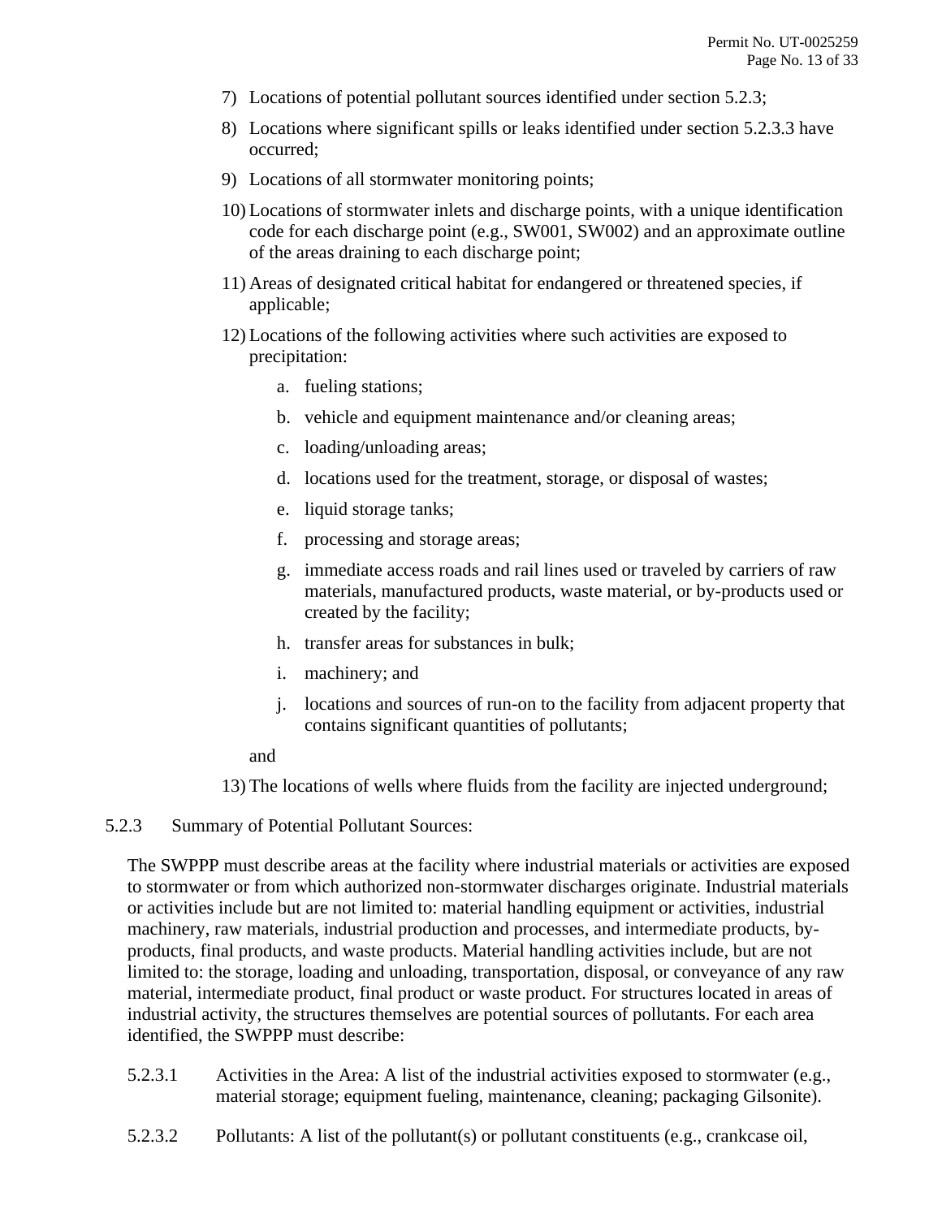7) Locations of potential pollutant sources identified under section 5.2.3;
8) Locations where significant spills or leaks identified under section 5.2.3.3 have occurred;
9) Locations of all stormwater monitoring points;
10) Locations of stormwater inlets and discharge points, with a unique identification code for each discharge point (e.g., SW001, SW002) and an approximate outline of the areas draining to each discharge point;
11) Areas of designated critical habitat for endangered or threatened species, if applicable;
12) Locations of the following activities where such activities are exposed to precipitation:
    a. fueling stations;
    b. vehicle and equipment maintenance and/or cleaning areas;
    c. loading/unloading areas;
    d. locations used for the treatment, storage, or disposal of wastes;
    e. liquid storage tanks;
    f. processing and storage areas;
    g. immediate access roads and rail lines used or traveled by carriers of raw materials, manufactured products, waste material, or by-products used or created by the facility;
    h. transfer areas for substances in bulk;
    i. machinery; and
    j. locations and sources of run-on to the facility from adjacent property that contains significant quantities of pollutants;

    and
13) The locations of wells where fluids from the facility are injected underground;

5.2.3 Summary of Potential Pollutant Sources:

The SWPPP must describe areas at the facility where industrial materials or activities are exposed to stormwater or from which authorized non-stormwater discharges originate. Industrial materials or activities include but are not limited to: material handling equipment or activities, industrial machinery, raw materials, industrial production and processes, and intermediate products, by-products, final products, and waste products. Material handling activities include, but are not limited to: the storage, loading and unloading, transportation, disposal, or conveyance of any raw material, intermediate product, final product or waste product. For structures located in areas of industrial activity, the structures themselves are potential sources of pollutants. For each area identified, the SWPPP must describe:

5.2.3.1 Activities in the Area: A list of the industrial activities exposed to stormwater (e.g., material storage; equipment fueling, maintenance, cleaning; packaging Gilsonite).

5.2.3.2 Pollutants: A list of the pollutant(s) or pollutant constituents (e.g., crankcase oil,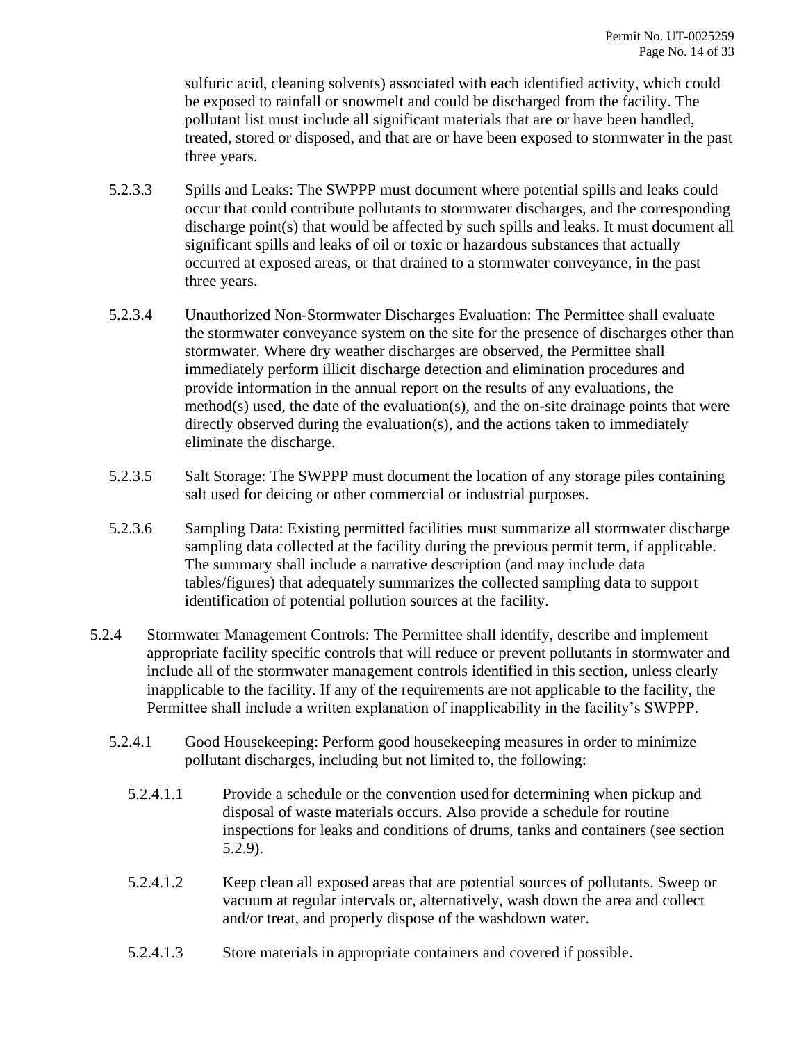sulfuric acid, cleaning solvents) associated with each identified activity, which could be exposed to rainfall or snowmelt and could be discharged from the facility. The pollutant list must include all significant materials that are or have been handled, treated, stored or disposed, and that are or have been exposed to stormwater in the past three years.

5.2.3.3 Spills and Leaks: The SWPPP must document where potential spills and leaks could occur that could contribute pollutants to stormwater discharges, and the corresponding discharge point(s) that would be affected by such spills and leaks. It must document all significant spills and leaks of oil or toxic or hazardous substances that actually occurred at exposed areas, or that drained to a stormwater conveyance, in the past three years.

5.2.3.4 Unauthorized Non-Stormwater Discharges Evaluation: The Permittee shall evaluate the stormwater conveyance system on the site for the presence of discharges other than stormwater. Where dry weather discharges are observed, the Permittee shall immediately perform illicit discharge detection and elimination procedures and provide information in the annual report on the results of any evaluations, the method(s) used, the date of the evaluation(s), and the on-site drainage points that were directly observed during the evaluation(s), and the actions taken to immediately eliminate the discharge.

5.2.3.5 Salt Storage: The SWPPP must document the location of any storage piles containing salt used for deicing or other commercial or industrial purposes.

5.2.3.6 Sampling Data: Existing permitted facilities must summarize all stormwater discharge sampling data collected at the facility during the previous permit term, if applicable. The summary shall include a narrative description (and may include data tables/figures) that adequately summarizes the collected sampling data to support identification of potential pollution sources at the facility.

5.2.4 Stormwater Management Controls: The Permittee shall identify, describe and implement appropriate facility specific controls that will reduce or prevent pollutants in stormwater and include all of the stormwater management controls identified in this section, unless clearly inapplicable to the facility. If any of the requirements are not applicable to the facility, the Permittee shall include a written explanation of inapplicability in the facility's SWPPP.

5.2.4.1 Good Housekeeping: Perform good housekeeping measures in order to minimize pollutant discharges, including but not limited to, the following:

5.2.4.1.1 Provide a schedule or the convention used for determining when pickup and disposal of waste materials occurs. Also provide a schedule for routine inspections for leaks and conditions of drums, tanks and containers (see section 5.2.9).

5.2.4.1.2 Keep clean all exposed areas that are potential sources of pollutants. Sweep or vacuum at regular intervals or, alternatively, wash down the area and collect and/or treat, and properly dispose of the washdown water.

5.2.4.1.3 Store materials in appropriate containers and covered if possible.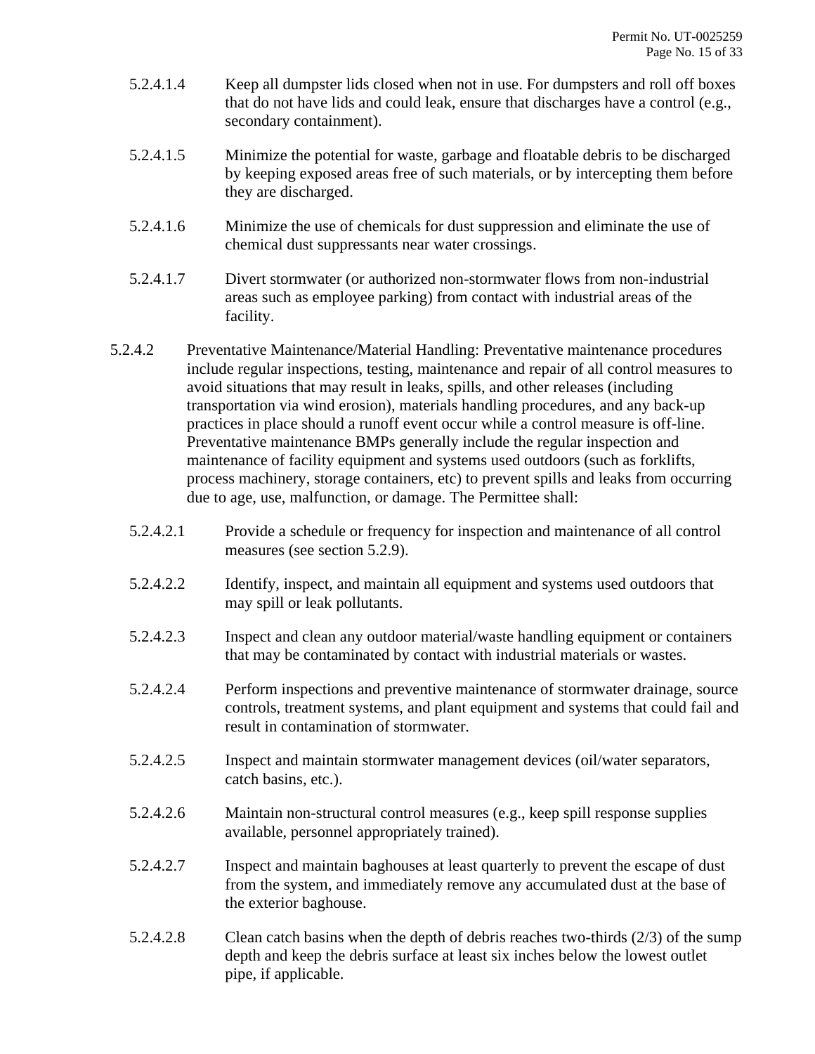5.2.4.1.4 Keep all dumpster lids closed when not in use. For dumpsters and roll off boxes that do not have lids and could leak, ensure that discharges have a control (e.g., secondary containment).

5.2.4.1.5 Minimize the potential for waste, garbage and floatable debris to be discharged by keeping exposed areas free of such materials, or by intercepting them before they are discharged.

5.2.4.1.6 Minimize the use of chemicals for dust suppression and eliminate the use of chemical dust suppressants near water crossings.

5.2.4.1.7 Divert stormwater (or authorized non-stormwater flows from non-industrial areas such as employee parking) from contact with industrial areas of the facility.

5.2.4.2 Preventative Maintenance/Material Handling: Preventative maintenance procedures include regular inspections, testing, maintenance and repair of all control measures to avoid situations that may result in leaks, spills, and other releases (including transportation via wind erosion), materials handling procedures, and any back-up practices in place should a runoff event occur while a control measure is off-line. Preventative maintenance BMPs generally include the regular inspection and maintenance of facility equipment and systems used outdoors (such as forklifts, process machinery, storage containers, etc) to prevent spills and leaks from occurring due to age, use, malfunction, or damage. The Permittee shall:

5.2.4.2.1 Provide a schedule or frequency for inspection and maintenance of all control measures (see section 5.2.9).

5.2.4.2.2 Identify, inspect, and maintain all equipment and systems used outdoors that may spill or leak pollutants.

5.2.4.2.3 Inspect and clean any outdoor material/waste handling equipment or containers that may be contaminated by contact with industrial materials or wastes.

5.2.4.2.4 Perform inspections and preventive maintenance of stormwater drainage, source controls, treatment systems, and plant equipment and systems that could fail and result in contamination of stormwater.

5.2.4.2.5 Inspect and maintain stormwater management devices (oil/water separators, catch basins, etc.).

5.2.4.2.6 Maintain non-structural control measures (e.g., keep spill response supplies available, personnel appropriately trained).

5.2.4.2.7 Inspect and maintain baghouses at least quarterly to prevent the escape of dust from the system, and immediately remove any accumulated dust at the base of the exterior baghouse.

5.2.4.2.8 Clean catch basins when the depth of debris reaches two-thirds (2/3) of the sump depth and keep the debris surface at least six inches below the lowest outlet pipe, if applicable.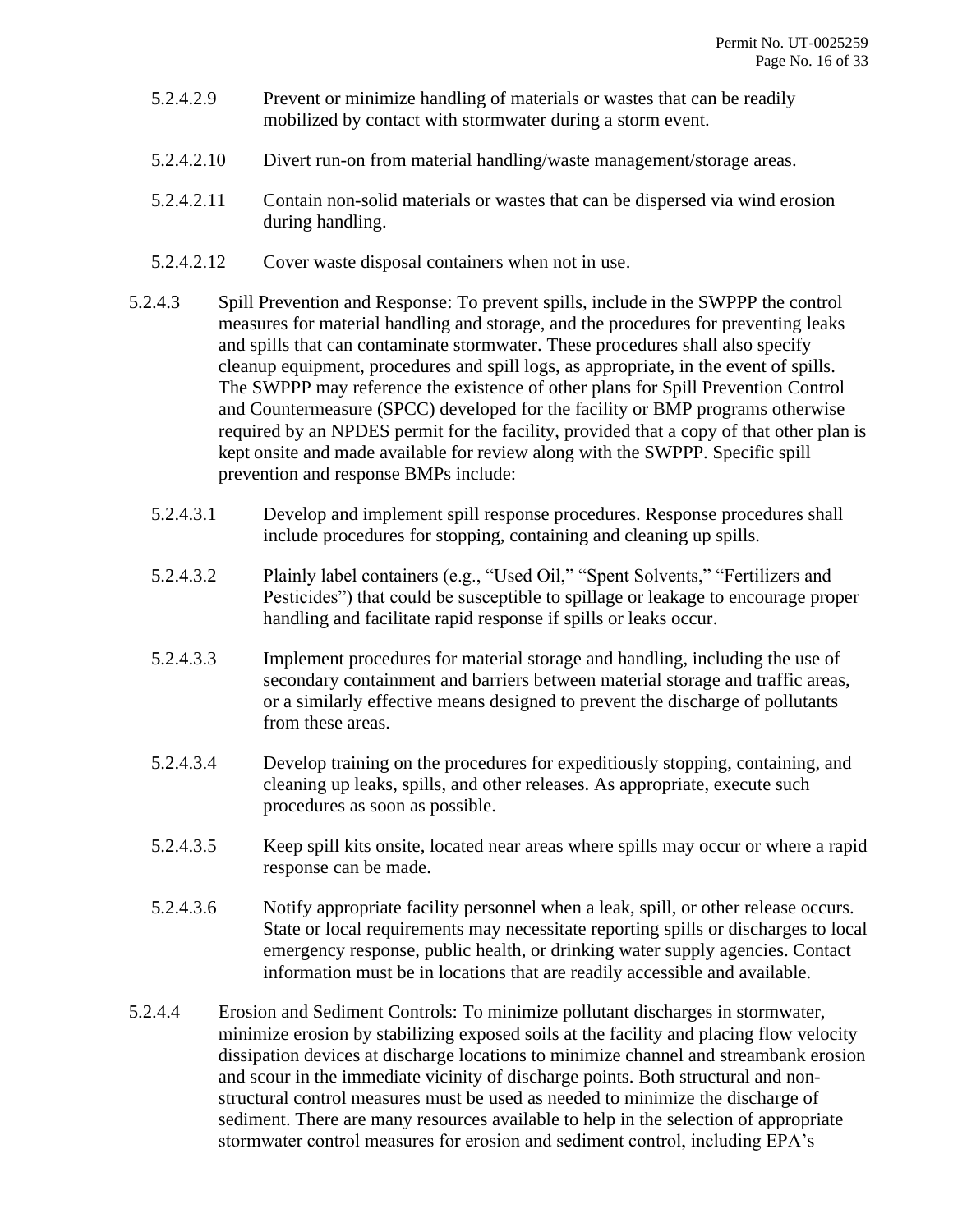5.2.4.2.9 Prevent or minimize handling of materials or wastes that can be readily mobilized by contact with stormwater during a storm event.

5.2.4.2.10 Divert run-on from material handling/waste management/storage areas.

5.2.4.2.11 Contain non-solid materials or wastes that can be dispersed via wind erosion during handling.

5.2.4.2.12 Cover waste disposal containers when not in use.

5.2.4.3 Spill Prevention and Response: To prevent spills, include in the SWPPP the control measures for material handling and storage, and the procedures for preventing leaks and spills that can contaminate stormwater. These procedures shall also specify cleanup equipment, procedures and spill logs, as appropriate, in the event of spills. The SWPPP may reference the existence of other plans for Spill Prevention Control and Countermeasure (SPCC) developed for the facility or BMP programs otherwise required by an NPDES permit for the facility, provided that a copy of that other plan is kept onsite and made available for review along with the SWPPP. Specific spill prevention and response BMPs include:

5.2.4.3.1 Develop and implement spill response procedures. Response procedures shall include procedures for stopping, containing and cleaning up spills.

5.2.4.3.2 Plainly label containers (e.g., "Used Oil," "Spent Solvents," "Fertilizers and Pesticides") that could be susceptible to spillage or leakage to encourage proper handling and facilitate rapid response if spills or leaks occur.

5.2.4.3.3 Implement procedures for material storage and handling, including the use of secondary containment and barriers between material storage and traffic areas, or a similarly effective means designed to prevent the discharge of pollutants from these areas.

5.2.4.3.4 Develop training on the procedures for expeditiously stopping, containing, and cleaning up leaks, spills, and other releases. As appropriate, execute such procedures as soon as possible.

5.2.4.3.5 Keep spill kits onsite, located near areas where spills may occur or where a rapid response can be made.

5.2.4.3.6 Notify appropriate facility personnel when a leak, spill, or other release occurs. State or local requirements may necessitate reporting spills or discharges to local emergency response, public health, or drinking water supply agencies. Contact information must be in locations that are readily accessible and available.

5.2.4.4 Erosion and Sediment Controls: To minimize pollutant discharges in stormwater, minimize erosion by stabilizing exposed soils at the facility and placing flow velocity dissipation devices at discharge locations to minimize channel and streambank erosion and scour in the immediate vicinity of discharge points. Both structural and non-structural control measures must be used as needed to minimize the discharge of sediment. There are many resources available to help in the selection of appropriate stormwater control measures for erosion and sediment control, including EPA's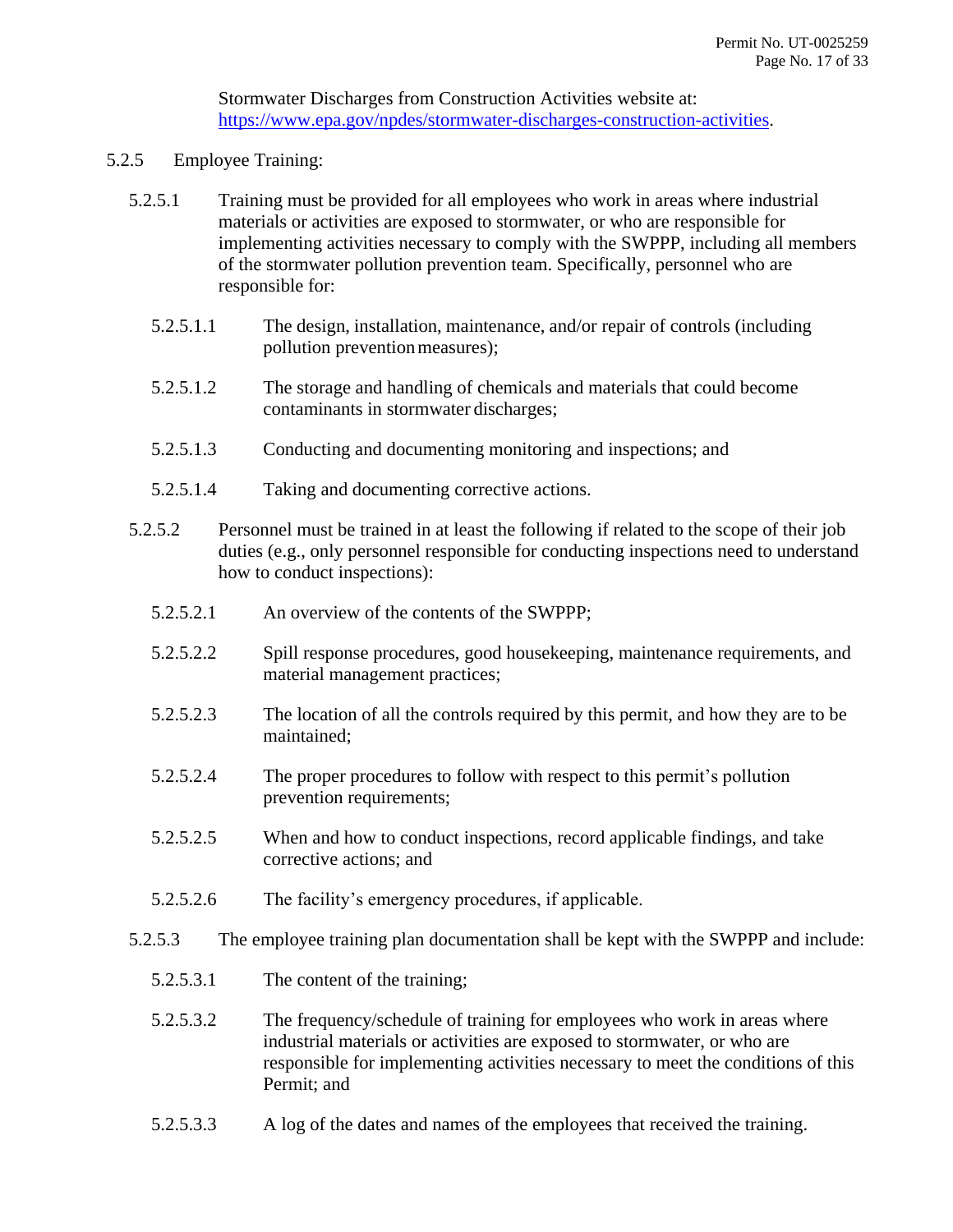Stormwater Discharges from Construction Activities website at: https://www.epa.gov/npdes/stormwater-discharges-construction-activities.

5.2.5 Employee Training:

5.2.5.1 Training must be provided for all employees who work in areas where industrial materials or activities are exposed to stormwater, or who are responsible for implementing activities necessary to comply with the SWPPP, including all members of the stormwater pollution prevention team. Specifically, personnel who are responsible for:

5.2.5.1.1 The design, installation, maintenance, and/or repair of controls (including pollution prevention measures);

5.2.5.1.2 The storage and handling of chemicals and materials that could become contaminants in stormwater discharges;

5.2.5.1.3 Conducting and documenting monitoring and inspections; and

5.2.5.1.4 Taking and documenting corrective actions.

5.2.5.2 Personnel must be trained in at least the following if related to the scope of their job duties (e.g., only personnel responsible for conducting inspections need to understand how to conduct inspections):

5.2.5.2.1 An overview of the contents of the SWPPP;

5.2.5.2.2 Spill response procedures, good housekeeping, maintenance requirements, and material management practices;

5.2.5.2.3 The location of all the controls required by this permit, and how they are to be maintained;

5.2.5.2.4 The proper procedures to follow with respect to this permit's pollution prevention requirements;

5.2.5.2.5 When and how to conduct inspections, record applicable findings, and take corrective actions; and

5.2.5.2.6 The facility's emergency procedures, if applicable.

5.2.5.3 The employee training plan documentation shall be kept with the SWPPP and include:

5.2.5.3.1 The content of the training;

5.2.5.3.2 The frequency/schedule of training for employees who work in areas where industrial materials or activities are exposed to stormwater, or who are responsible for implementing activities necessary to meet the conditions of this Permit; and

5.2.5.3.3 A log of the dates and names of the employees that received the training.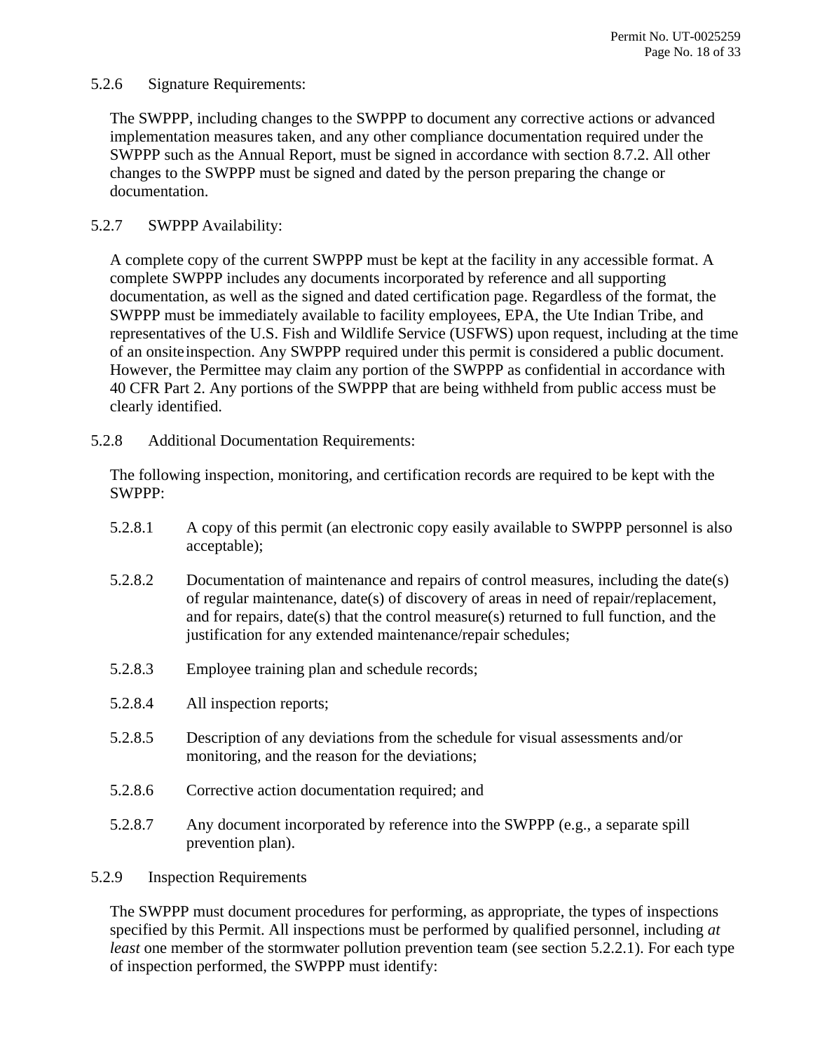5.2.6 Signature Requirements:

The SWPPP, including changes to the SWPPP to document any corrective actions or advanced implementation measures taken, and any other compliance documentation required under the SWPPP such as the Annual Report, must be signed in accordance with section 8.7.2. All other changes to the SWPPP must be signed and dated by the person preparing the change or documentation.

5.2.7 SWPPP Availability:

A complete copy of the current SWPPP must be kept at the facility in any accessible format. A complete SWPPP includes any documents incorporated by reference and all supporting documentation, as well as the signed and dated certification page. Regardless of the format, the SWPPP must be immediately available to facility employees, EPA, the Ute Indian Tribe, and representatives of the U.S. Fish and Wildlife Service (USFWS) upon request, including at the time of an onsite inspection. Any SWPPP required under this permit is considered a public document. However, the Permittee may claim any portion of the SWPPP as confidential in accordance with 40 CFR Part 2. Any portions of the SWPPP that are being withheld from public access must be clearly identified.

5.2.8 Additional Documentation Requirements:

The following inspection, monitoring, and certification records are required to be kept with the SWPPP:

5.2.8.1 A copy of this permit (an electronic copy easily available to SWPPP personnel is also acceptable);

5.2.8.2 Documentation of maintenance and repairs of control measures, including the date(s) of regular maintenance, date(s) of discovery of areas in need of repair/replacement, and for repairs, date(s) that the control measure(s) returned to full function, and the justification for any extended maintenance/repair schedules;

5.2.8.3 Employee training plan and schedule records;

5.2.8.4 All inspection reports;

5.2.8.5 Description of any deviations from the schedule for visual assessments and/or monitoring, and the reason for the deviations;

5.2.8.6 Corrective action documentation required; and

5.2.8.7 Any document incorporated by reference into the SWPPP (e.g., a separate spill prevention plan).

5.2.9 Inspection Requirements

The SWPPP must document procedures for performing, as appropriate, the types of inspections specified by this Permit. All inspections must be performed by qualified personnel, including *at least* one member of the stormwater pollution prevention team (see section 5.2.2.1). For each type of inspection performed, the SWPPP must identify: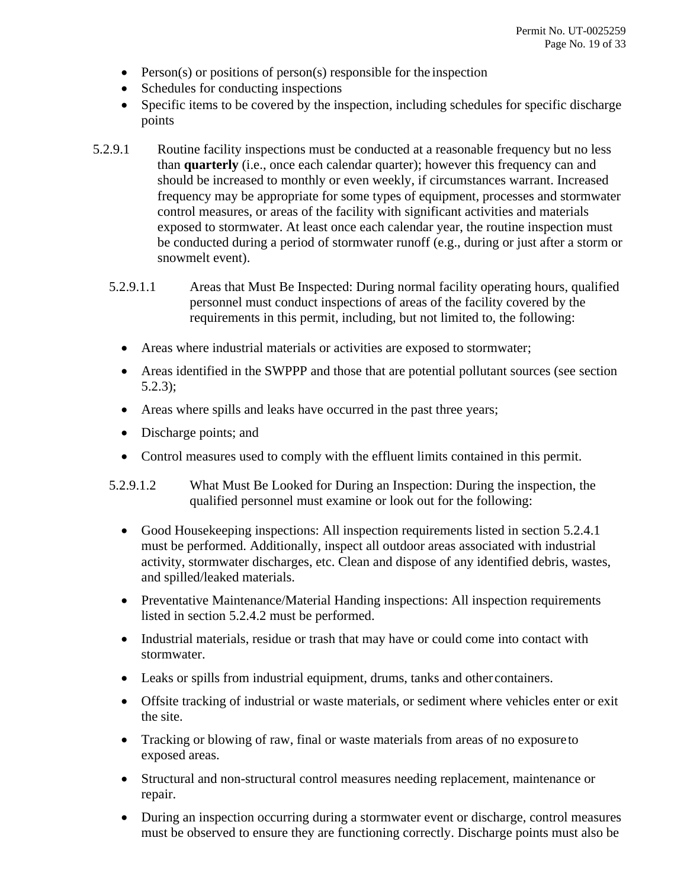- Person(s) or positions of person(s) responsible for the inspection
- Schedules for conducting inspections
- Specific items to be covered by the inspection, including schedules for specific discharge points

5.2.9.1 Routine facility inspections must be conducted at a reasonable frequency but no less than **quarterly** (i.e., once each calendar quarter); however this frequency can and should be increased to monthly or even weekly, if circumstances warrant. Increased frequency may be appropriate for some types of equipment, processes and stormwater control measures, or areas of the facility with significant activities and materials exposed to stormwater. At least once each calendar year, the routine inspection must be conducted during a period of stormwater runoff (e.g., during or just after a storm or snowmelt event).

5.2.9.1.1 Areas that Must Be Inspected: During normal facility operating hours, qualified personnel must conduct inspections of areas of the facility covered by the requirements in this permit, including, but not limited to, the following:

- Areas where industrial materials or activities are exposed to stormwater;
- Areas identified in the SWPPP and those that are potential pollutant sources (see section 5.2.3);
- Areas where spills and leaks have occurred in the past three years;
- Discharge points; and
- Control measures used to comply with the effluent limits contained in this permit.

5.2.9.1.2 What Must Be Looked for During an Inspection: During the inspection, the qualified personnel must examine or look out for the following:

- Good Housekeeping inspections: All inspection requirements listed in section 5.2.4.1 must be performed. Additionally, inspect all outdoor areas associated with industrial activity, stormwater discharges, etc. Clean and dispose of any identified debris, wastes, and spilled/leaked materials.
- Preventative Maintenance/Material Handing inspections: All inspection requirements listed in section 5.2.4.2 must be performed.
- Industrial materials, residue or trash that may have or could come into contact with stormwater.
- Leaks or spills from industrial equipment, drums, tanks and other containers.
- Offsite tracking of industrial or waste materials, or sediment where vehicles enter or exit the site.
- Tracking or blowing of raw, final or waste materials from areas of no exposure to exposed areas.
- Structural and non-structural control measures needing replacement, maintenance or repair.
- During an inspection occurring during a stormwater event or discharge, control measures must be observed to ensure they are functioning correctly. Discharge points must also be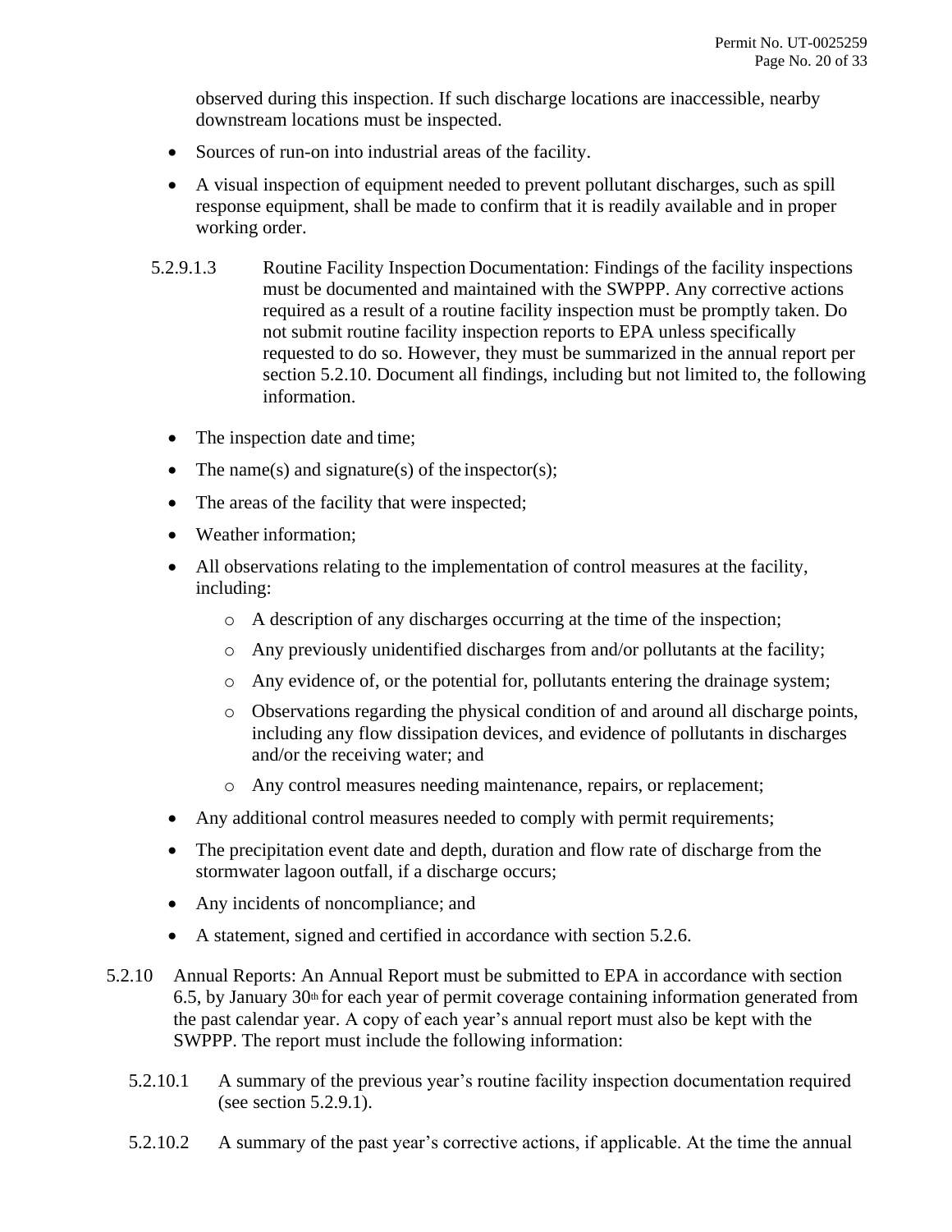observed during this inspection. If such discharge locations are inaccessible, nearby downstream locations must be inspected.

- Sources of run-on into industrial areas of the facility.
- A visual inspection of equipment needed to prevent pollutant discharges, such as spill response equipment, shall be made to confirm that it is readily available and in proper working order.

5.2.9.1.3 Routine Facility Inspection Documentation: Findings of the facility inspections must be documented and maintained with the SWPPP. Any corrective actions required as a result of a routine facility inspection must be promptly taken. Do not submit routine facility inspection reports to EPA unless specifically requested to do so. However, they must be summarized in the annual report per section 5.2.10. Document all findings, including but not limited to, the following information.

- The inspection date and time;
- The name(s) and signature(s) of the inspector(s);
- The areas of the facility that were inspected;
- Weather information;
- All observations relating to the implementation of control measures at the facility, including:
  - A description of any discharges occurring at the time of the inspection;
  - Any previously unidentified discharges from and/or pollutants at the facility;
  - Any evidence of, or the potential for, pollutants entering the drainage system;
  - Observations regarding the physical condition of and around all discharge points, including any flow dissipation devices, and evidence of pollutants in discharges and/or the receiving water; and
  - Any control measures needing maintenance, repairs, or replacement;
- Any additional control measures needed to comply with permit requirements;
- The precipitation event date and depth, duration and flow rate of discharge from the stormwater lagoon outfall, if a discharge occurs;
- Any incidents of noncompliance; and
- A statement, signed and certified in accordance with section 5.2.6.

5.2.10 Annual Reports: An Annual Report must be submitted to EPA in accordance with section 6.5, by January 30th for each year of permit coverage containing information generated from the past calendar year. A copy of each year's annual report must also be kept with the SWPPP. The report must include the following information:

5.2.10.1 A summary of the previous year's routine facility inspection documentation required (see section 5.2.9.1).

5.2.10.2 A summary of the past year's corrective actions, if applicable. At the time the annual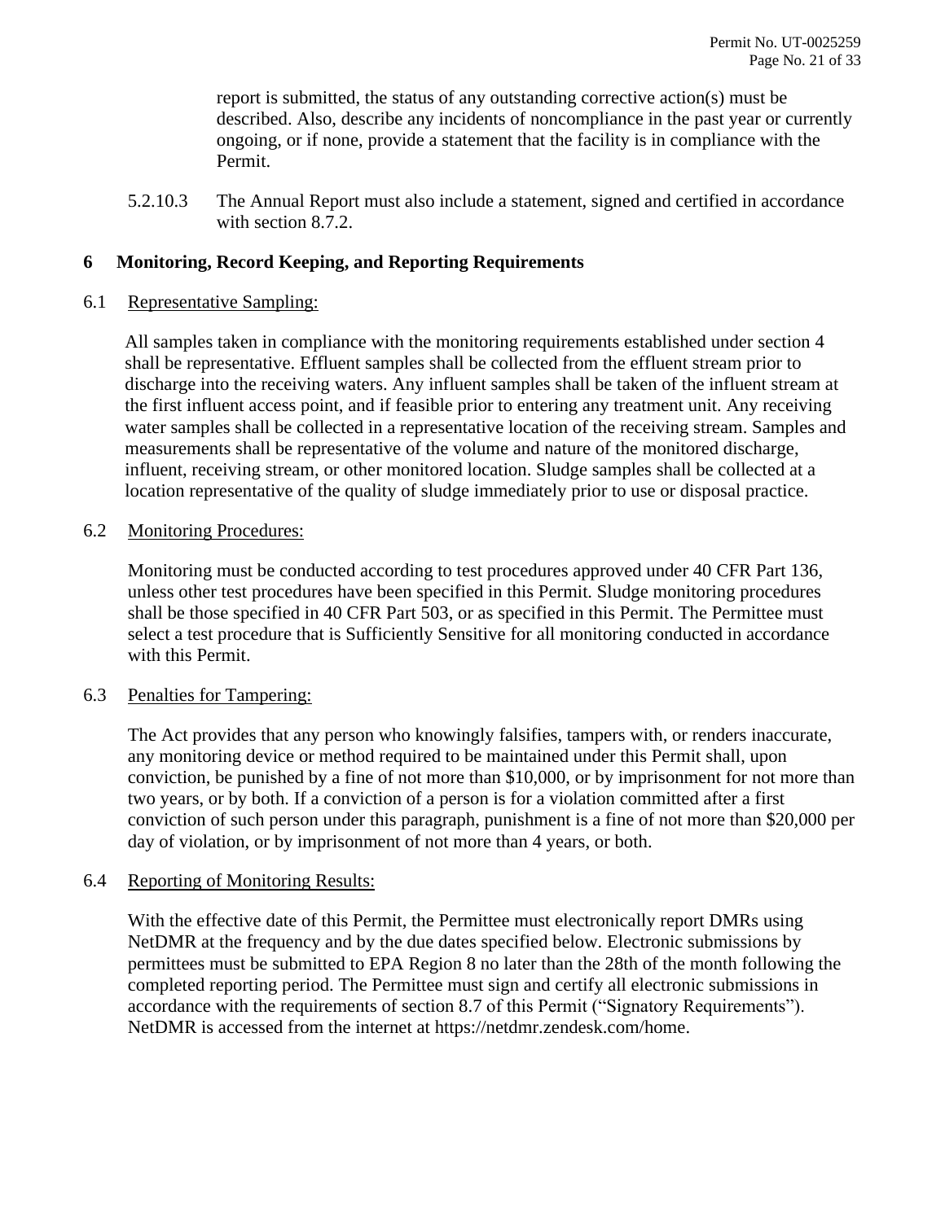report is submitted, the status of any outstanding corrective action(s) must be described. Also, describe any incidents of noncompliance in the past year or currently ongoing, or if none, provide a statement that the facility is in compliance with the Permit.

5.2.10.3 The Annual Report must also include a statement, signed and certified in accordance with section 8.7.2.

## 6 Monitoring, Record Keeping, and Reporting Requirements

### 6.1 Representative Sampling:

All samples taken in compliance with the monitoring requirements established under section 4 shall be representative. Effluent samples shall be collected from the effluent stream prior to discharge into the receiving waters. Any influent samples shall be taken of the influent stream at the first influent access point, and if feasible prior to entering any treatment unit. Any receiving water samples shall be collected in a representative location of the receiving stream. Samples and measurements shall be representative of the volume and nature of the monitored discharge, influent, receiving stream, or other monitored location. Sludge samples shall be collected at a location representative of the quality of sludge immediately prior to use or disposal practice.

### 6.2 Monitoring Procedures:

Monitoring must be conducted according to test procedures approved under 40 CFR Part 136, unless other test procedures have been specified in this Permit. Sludge monitoring procedures shall be those specified in 40 CFR Part 503, or as specified in this Permit. The Permittee must select a test procedure that is Sufficiently Sensitive for all monitoring conducted in accordance with this Permit.

### 6.3 Penalties for Tampering:

The Act provides that any person who knowingly falsifies, tampers with, or renders inaccurate, any monitoring device or method required to be maintained under this Permit shall, upon conviction, be punished by a fine of not more than $10,000, or by imprisonment for not more than two years, or by both. If a conviction of a person is for a violation committed after a first conviction of such person under this paragraph, punishment is a fine of not more than $20,000 per day of violation, or by imprisonment of not more than 4 years, or both.

### 6.4 Reporting of Monitoring Results:

With the effective date of this Permit, the Permittee must electronically report DMRs using NetDMR at the frequency and by the due dates specified below. Electronic submissions by permittees must be submitted to EPA Region 8 no later than the 28th of the month following the completed reporting period. The Permittee must sign and certify all electronic submissions in accordance with the requirements of section 8.7 of this Permit ("Signatory Requirements"). NetDMR is accessed from the internet at https://netdmr.zendesk.com/home.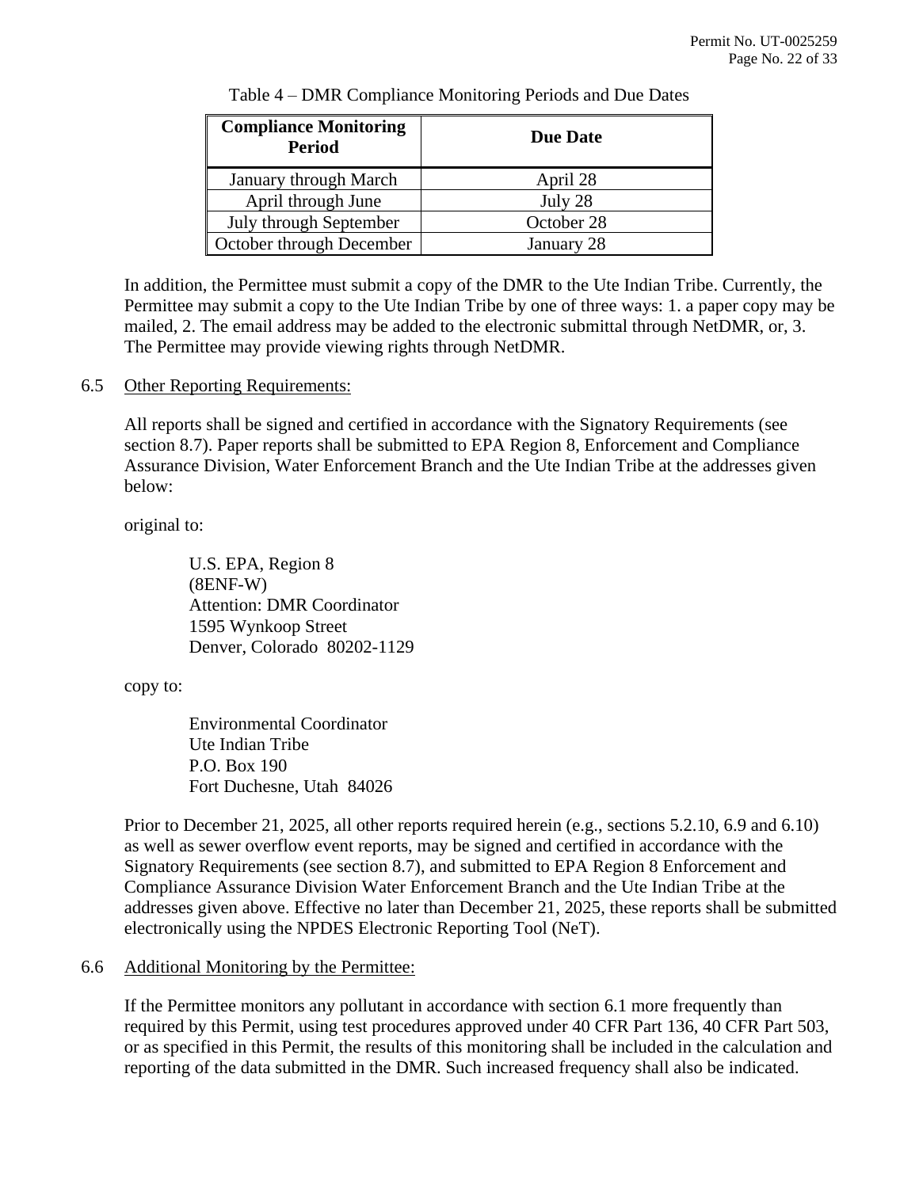Table 4 – DMR Compliance Monitoring Periods and Due Dates

| Compliance Monitoring Period | Due Date |
|---|---|
| January through March | April 28 |
| April through June | July 28 |
| July through September | October 28 |
| October through December | January 28 |

In addition, the Permittee must submit a copy of the DMR to the Ute Indian Tribe. Currently, the Permittee may submit a copy to the Ute Indian Tribe by one of three ways: 1. a paper copy may be mailed, 2. The email address may be added to the electronic submittal through NetDMR, or, 3. The Permittee may provide viewing rights through NetDMR.

6.5 Other Reporting Requirements:

All reports shall be signed and certified in accordance with the Signatory Requirements (see section 8.7). Paper reports shall be submitted to EPA Region 8, Enforcement and Compliance Assurance Division, Water Enforcement Branch and the Ute Indian Tribe at the addresses given below:

original to:

U.S. EPA, Region 8
(8ENF-W)
Attention: DMR Coordinator
1595 Wynkoop Street
Denver, Colorado 80202-1129

copy to:

Environmental Coordinator
Ute Indian Tribe
P.O. Box 190
Fort Duchesne, Utah 84026

Prior to December 21, 2025, all other reports required herein (e.g., sections 5.2.10, 6.9 and 6.10) as well as sewer overflow event reports, may be signed and certified in accordance with the Signatory Requirements (see section 8.7), and submitted to EPA Region 8 Enforcement and Compliance Assurance Division Water Enforcement Branch and the Ute Indian Tribe at the addresses given above. Effective no later than December 21, 2025, these reports shall be submitted electronically using the NPDES Electronic Reporting Tool (NeT).

6.6 Additional Monitoring by the Permittee:

If the Permittee monitors any pollutant in accordance with section 6.1 more frequently than required by this Permit, using test procedures approved under 40 CFR Part 136, 40 CFR Part 503, or as specified in this Permit, the results of this monitoring shall be included in the calculation and reporting of the data submitted in the DMR. Such increased frequency shall also be indicated.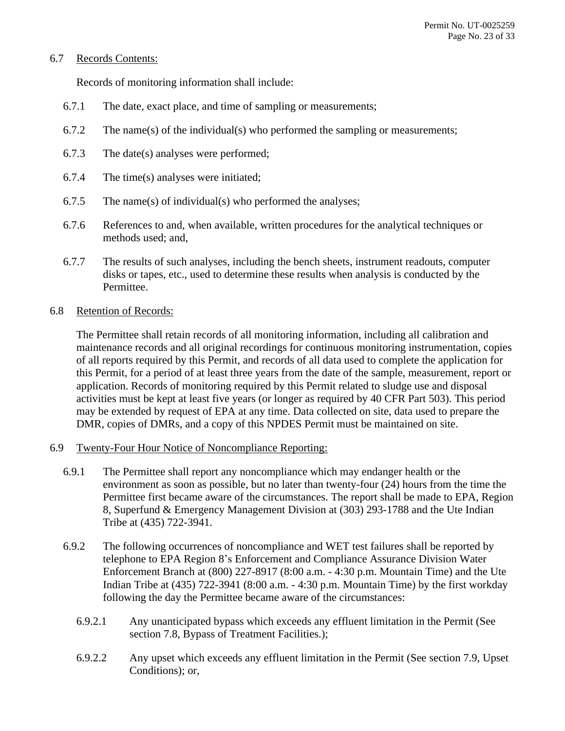6.7 Records Contents:

Records of monitoring information shall include:

6.7.1 The date, exact place, and time of sampling or measurements;

6.7.2 The name(s) of the individual(s) who performed the sampling or measurements;

6.7.3 The date(s) analyses were performed;

6.7.4 The time(s) analyses were initiated;

6.7.5 The name(s) of individual(s) who performed the analyses;

6.7.6 References to and, when available, written procedures for the analytical techniques or methods used; and,

6.7.7 The results of such analyses, including the bench sheets, instrument readouts, computer disks or tapes, etc., used to determine these results when analysis is conducted by the Permittee.

6.8 Retention of Records:

The Permittee shall retain records of all monitoring information, including all calibration and maintenance records and all original recordings for continuous monitoring instrumentation, copies of all reports required by this Permit, and records of all data used to complete the application for this Permit, for a period of at least three years from the date of the sample, measurement, report or application. Records of monitoring required by this Permit related to sludge use and disposal activities must be kept at least five years (or longer as required by 40 CFR Part 503). This period may be extended by request of EPA at any time. Data collected on site, data used to prepare the DMR, copies of DMRs, and a copy of this NPDES Permit must be maintained on site.

6.9 Twenty-Four Hour Notice of Noncompliance Reporting:

6.9.1 The Permittee shall report any noncompliance which may endanger health or the environment as soon as possible, but no later than twenty-four (24) hours from the time the Permittee first became aware of the circumstances. The report shall be made to EPA, Region 8, Superfund & Emergency Management Division at (303) 293-1788 and the Ute Indian Tribe at (435) 722-3941.

6.9.2 The following occurrences of noncompliance and WET test failures shall be reported by telephone to EPA Region 8's Enforcement and Compliance Assurance Division Water Enforcement Branch at (800) 227-8917 (8:00 a.m. - 4:30 p.m. Mountain Time) and the Ute Indian Tribe at (435) 722-3941 (8:00 a.m. - 4:30 p.m. Mountain Time) by the first workday following the day the Permittee became aware of the circumstances:

6.9.2.1 Any unanticipated bypass which exceeds any effluent limitation in the Permit (See section 7.8, Bypass of Treatment Facilities.);

6.9.2.2 Any upset which exceeds any effluent limitation in the Permit (See section 7.9, Upset Conditions); or,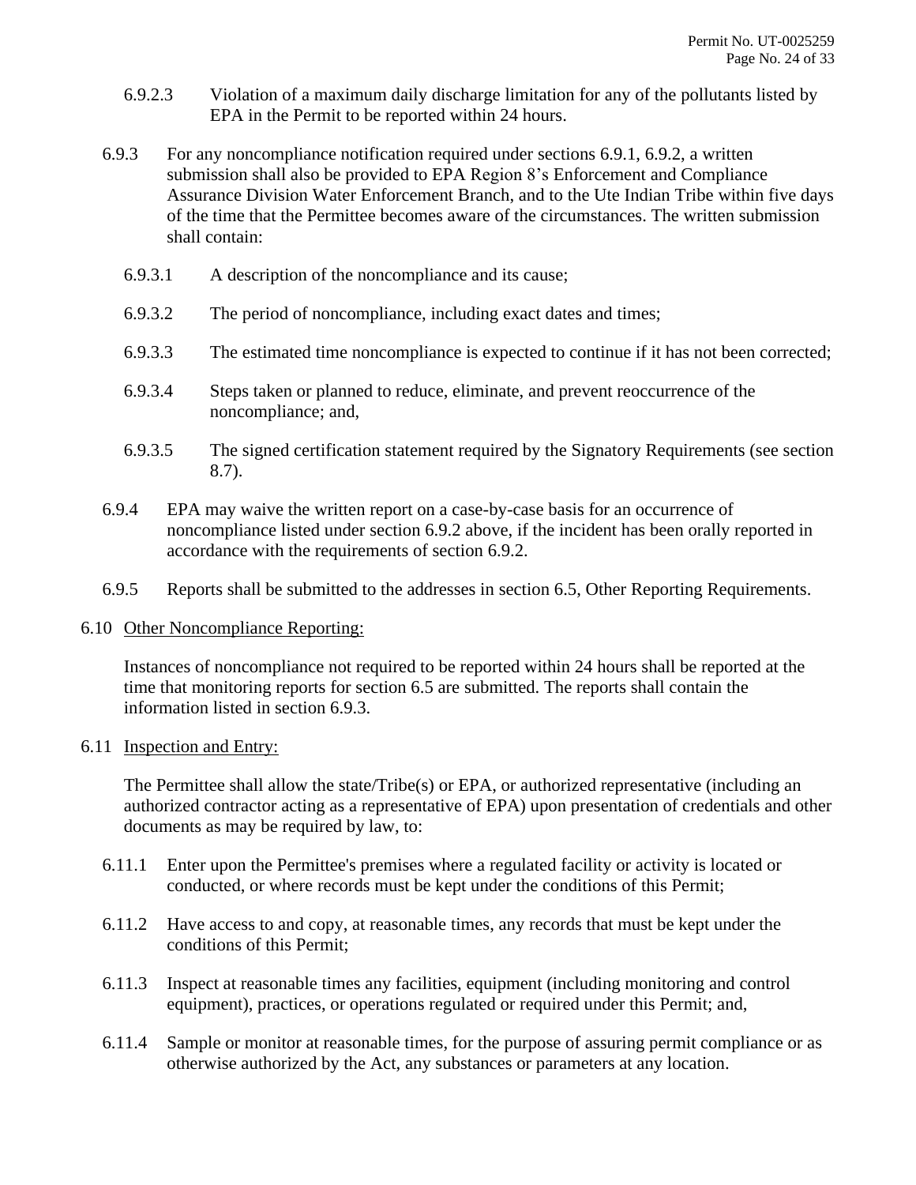6.9.2.3 Violation of a maximum daily discharge limitation for any of the pollutants listed by EPA in the Permit to be reported within 24 hours.

6.9.3 For any noncompliance notification required under sections 6.9.1, 6.9.2, a written submission shall also be provided to EPA Region 8's Enforcement and Compliance Assurance Division Water Enforcement Branch, and to the Ute Indian Tribe within five days of the time that the Permittee becomes aware of the circumstances. The written submission shall contain:

6.9.3.1 A description of the noncompliance and its cause;

6.9.3.2 The period of noncompliance, including exact dates and times;

6.9.3.3 The estimated time noncompliance is expected to continue if it has not been corrected;

6.9.3.4 Steps taken or planned to reduce, eliminate, and prevent reoccurrence of the noncompliance; and,

6.9.3.5 The signed certification statement required by the Signatory Requirements (see section 8.7).

6.9.4 EPA may waive the written report on a case-by-case basis for an occurrence of noncompliance listed under section 6.9.2 above, if the incident has been orally reported in accordance with the requirements of section 6.9.2.

6.9.5 Reports shall be submitted to the addresses in section 6.5, Other Reporting Requirements.

6.10 Other Noncompliance Reporting:

Instances of noncompliance not required to be reported within 24 hours shall be reported at the time that monitoring reports for section 6.5 are submitted. The reports shall contain the information listed in section 6.9.3.

6.11 Inspection and Entry:

The Permittee shall allow the state/Tribe(s) or EPA, or authorized representative (including an authorized contractor acting as a representative of EPA) upon presentation of credentials and other documents as may be required by law, to:

6.11.1 Enter upon the Permittee's premises where a regulated facility or activity is located or conducted, or where records must be kept under the conditions of this Permit;

6.11.2 Have access to and copy, at reasonable times, any records that must be kept under the conditions of this Permit;

6.11.3 Inspect at reasonable times any facilities, equipment (including monitoring and control equipment), practices, or operations regulated or required under this Permit; and,

6.11.4 Sample or monitor at reasonable times, for the purpose of assuring permit compliance or as otherwise authorized by the Act, any substances or parameters at any location.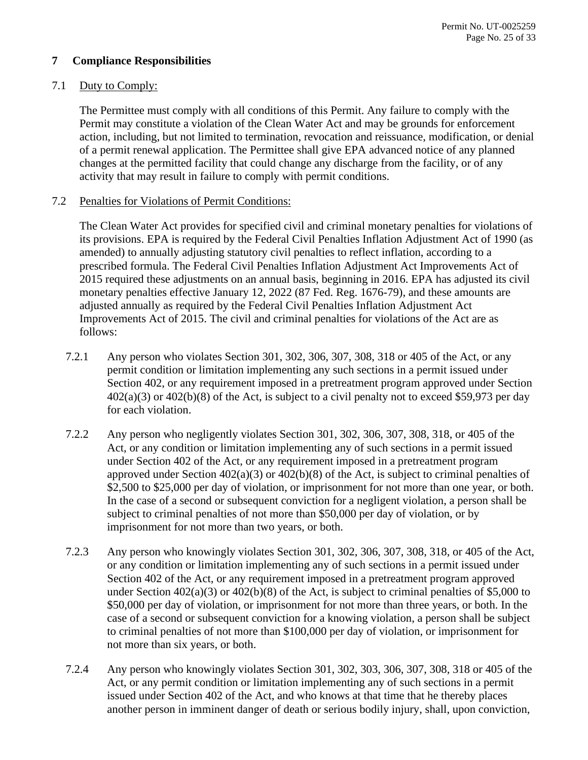## 7 Compliance Responsibilities

### 7.1 Duty to Comply:

The Permittee must comply with all conditions of this Permit. Any failure to comply with the Permit may constitute a violation of the Clean Water Act and may be grounds for enforcement action, including, but not limited to termination, revocation and reissuance, modification, or denial of a permit renewal application. The Permittee shall give EPA advanced notice of any planned changes at the permitted facility that could change any discharge from the facility, or of any activity that may result in failure to comply with permit conditions.

### 7.2 Penalties for Violations of Permit Conditions:

The Clean Water Act provides for specified civil and criminal monetary penalties for violations of its provisions. EPA is required by the Federal Civil Penalties Inflation Adjustment Act of 1990 (as amended) to annually adjusting statutory civil penalties to reflect inflation, according to a prescribed formula. The Federal Civil Penalties Inflation Adjustment Act Improvements Act of 2015 required these adjustments on an annual basis, beginning in 2016. EPA has adjusted its civil monetary penalties effective January 12, 2022 (87 Fed. Reg. 1676-79), and these amounts are adjusted annually as required by the Federal Civil Penalties Inflation Adjustment Act Improvements Act of 2015. The civil and criminal penalties for violations of the Act are as follows:

7.2.1 Any person who violates Section 301, 302, 306, 307, 308, 318 or 405 of the Act, or any permit condition or limitation implementing any such sections in a permit issued under Section 402, or any requirement imposed in a pretreatment program approved under Section 402(a)(3) or 402(b)(8) of the Act, is subject to a civil penalty not to exceed $59,973 per day for each violation.

7.2.2 Any person who negligently violates Section 301, 302, 306, 307, 308, 318, or 405 of the Act, or any condition or limitation implementing any of such sections in a permit issued under Section 402 of the Act, or any requirement imposed in a pretreatment program approved under Section 402(a)(3) or 402(b)(8) of the Act, is subject to criminal penalties of $2,500 to $25,000 per day of violation, or imprisonment for not more than one year, or both. In the case of a second or subsequent conviction for a negligent violation, a person shall be subject to criminal penalties of not more than $50,000 per day of violation, or by imprisonment for not more than two years, or both.

7.2.3 Any person who knowingly violates Section 301, 302, 306, 307, 308, 318, or 405 of the Act, or any condition or limitation implementing any of such sections in a permit issued under Section 402 of the Act, or any requirement imposed in a pretreatment program approved under Section 402(a)(3) or 402(b)(8) of the Act, is subject to criminal penalties of $5,000 to $50,000 per day of violation, or imprisonment for not more than three years, or both. In the case of a second or subsequent conviction for a knowing violation, a person shall be subject to criminal penalties of not more than $100,000 per day of violation, or imprisonment for not more than six years, or both.

7.2.4 Any person who knowingly violates Section 301, 302, 303, 306, 307, 308, 318 or 405 of the Act, or any permit condition or limitation implementing any of such sections in a permit issued under Section 402 of the Act, and who knows at that time that he thereby places another person in imminent danger of death or serious bodily injury, shall, upon conviction,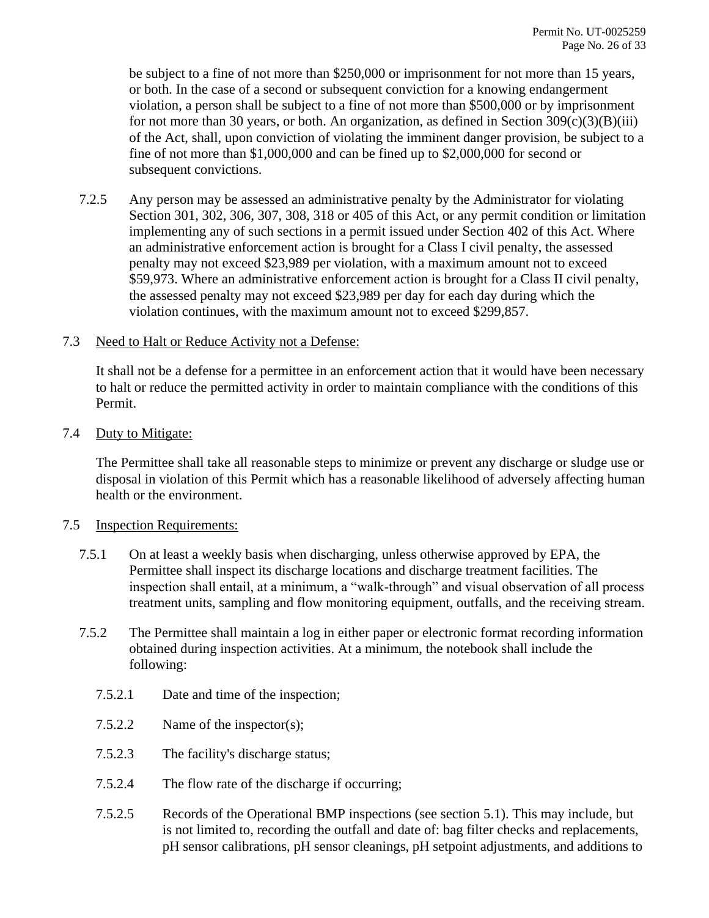be subject to a fine of not more than $250,000 or imprisonment for not more than 15 years, or both. In the case of a second or subsequent conviction for a knowing endangerment violation, a person shall be subject to a fine of not more than $500,000 or by imprisonment for not more than 30 years, or both. An organization, as defined in Section 309(c)(3)(B)(iii) of the Act, shall, upon conviction of violating the imminent danger provision, be subject to a fine of not more than $1,000,000 and can be fined up to $2,000,000 for second or subsequent convictions.

7.2.5 Any person may be assessed an administrative penalty by the Administrator for violating Section 301, 302, 306, 307, 308, 318 or 405 of this Act, or any permit condition or limitation implementing any of such sections in a permit issued under Section 402 of this Act. Where an administrative enforcement action is brought for a Class I civil penalty, the assessed penalty may not exceed $23,989 per violation, with a maximum amount not to exceed $59,973. Where an administrative enforcement action is brought for a Class II civil penalty, the assessed penalty may not exceed $23,989 per day for each day during which the violation continues, with the maximum amount not to exceed $299,857.

7.3 <u>Need to Halt or Reduce Activity not a Defense:</u>

It shall not be a defense for a permittee in an enforcement action that it would have been necessary to halt or reduce the permitted activity in order to maintain compliance with the conditions of this Permit.

7.4 <u>Duty to Mitigate:</u>

The Permittee shall take all reasonable steps to minimize or prevent any discharge or sludge use or disposal in violation of this Permit which has a reasonable likelihood of adversely affecting human health or the environment.

7.5 <u>Inspection Requirements:</u>

7.5.1 On at least a weekly basis when discharging, unless otherwise approved by EPA, the Permittee shall inspect its discharge locations and discharge treatment facilities. The inspection shall entail, at a minimum, a "walk-through" and visual observation of all process treatment units, sampling and flow monitoring equipment, outfalls, and the receiving stream.

7.5.2 The Permittee shall maintain a log in either paper or electronic format recording information obtained during inspection activities. At a minimum, the notebook shall include the following:

7.5.2.1 Date and time of the inspection;

7.5.2.2 Name of the inspector(s);

7.5.2.3 The facility's discharge status;

7.5.2.4 The flow rate of the discharge if occurring;

7.5.2.5 Records of the Operational BMP inspections (see section 5.1). This may include, but is not limited to, recording the outfall and date of: bag filter checks and replacements, pH sensor calibrations, pH sensor cleanings, pH setpoint adjustments, and additions to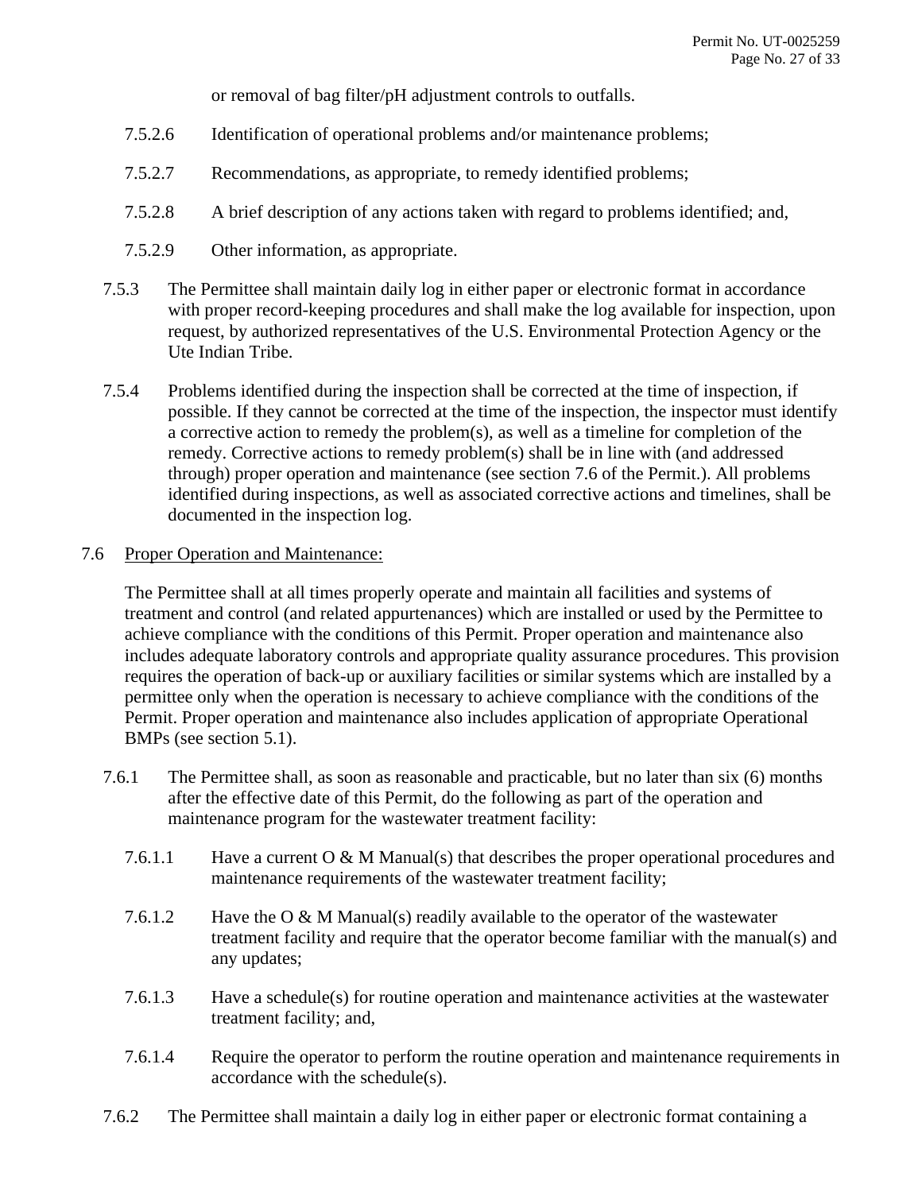or removal of bag filter/pH adjustment controls to outfalls.

7.5.2.6 Identification of operational problems and/or maintenance problems;

7.5.2.7 Recommendations, as appropriate, to remedy identified problems;

7.5.2.8 A brief description of any actions taken with regard to problems identified; and,

7.5.2.9 Other information, as appropriate.

7.5.3 The Permittee shall maintain daily log in either paper or electronic format in accordance with proper record-keeping procedures and shall make the log available for inspection, upon request, by authorized representatives of the U.S. Environmental Protection Agency or the Ute Indian Tribe.

7.5.4 Problems identified during the inspection shall be corrected at the time of inspection, if possible. If they cannot be corrected at the time of the inspection, the inspector must identify a corrective action to remedy the problem(s), as well as a timeline for completion of the remedy. Corrective actions to remedy problem(s) shall be in line with (and addressed through) proper operation and maintenance (see section 7.6 of the Permit.). All problems identified during inspections, as well as associated corrective actions and timelines, shall be documented in the inspection log.

7.6 Proper Operation and Maintenance:

The Permittee shall at all times properly operate and maintain all facilities and systems of treatment and control (and related appurtenances) which are installed or used by the Permittee to achieve compliance with the conditions of this Permit. Proper operation and maintenance also includes adequate laboratory controls and appropriate quality assurance procedures. This provision requires the operation of back-up or auxiliary facilities or similar systems which are installed by a permittee only when the operation is necessary to achieve compliance with the conditions of the Permit. Proper operation and maintenance also includes application of appropriate Operational BMPs (see section 5.1).

7.6.1 The Permittee shall, as soon as reasonable and practicable, but no later than six (6) months after the effective date of this Permit, do the following as part of the operation and maintenance program for the wastewater treatment facility:

7.6.1.1 Have a current O & M Manual(s) that describes the proper operational procedures and maintenance requirements of the wastewater treatment facility;

7.6.1.2 Have the O & M Manual(s) readily available to the operator of the wastewater treatment facility and require that the operator become familiar with the manual(s) and any updates;

7.6.1.3 Have a schedule(s) for routine operation and maintenance activities at the wastewater treatment facility; and,

7.6.1.4 Require the operator to perform the routine operation and maintenance requirements in accordance with the schedule(s).

7.6.2 The Permittee shall maintain a daily log in either paper or electronic format containing a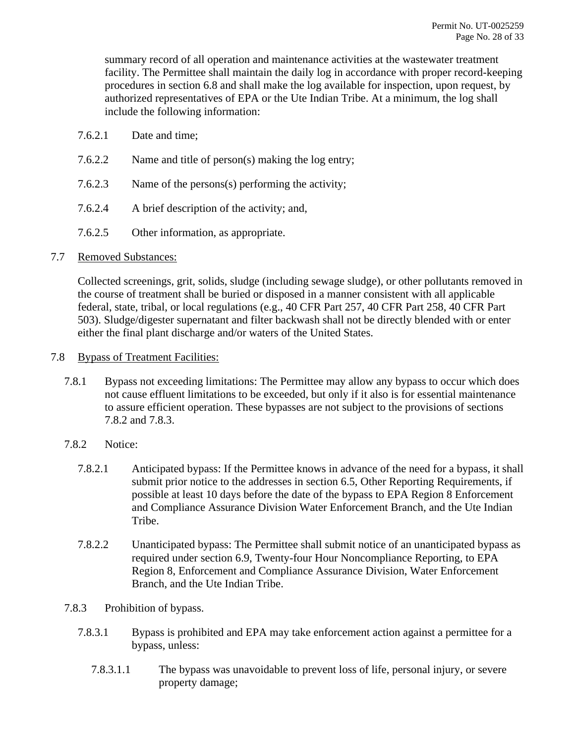summary record of all operation and maintenance activities at the wastewater treatment facility. The Permittee shall maintain the daily log in accordance with proper record-keeping procedures in section 6.8 and shall make the log available for inspection, upon request, by authorized representatives of EPA or the Ute Indian Tribe. At a minimum, the log shall include the following information:

7.6.2.1 Date and time;

7.6.2.2 Name and title of person(s) making the log entry;

7.6.2.3 Name of the persons(s) performing the activity;

7.6.2.4 A brief description of the activity; and,

7.6.2.5 Other information, as appropriate.

7.7 <u>Removed Substances:</u>

Collected screenings, grit, solids, sludge (including sewage sludge), or other pollutants removed in the course of treatment shall be buried or disposed in a manner consistent with all applicable federal, state, tribal, or local regulations (e.g., 40 CFR Part 257, 40 CFR Part 258, 40 CFR Part 503). Sludge/digester supernatant and filter backwash shall not be directly blended with or enter either the final plant discharge and/or waters of the United States.

7.8 <u>Bypass of Treatment Facilities:</u>

7.8.1 Bypass not exceeding limitations: The Permittee may allow any bypass to occur which does not cause effluent limitations to be exceeded, but only if it also is for essential maintenance to assure efficient operation. These bypasses are not subject to the provisions of sections 7.8.2 and 7.8.3.

7.8.2 Notice:

7.8.2.1 Anticipated bypass: If the Permittee knows in advance of the need for a bypass, it shall submit prior notice to the addresses in section 6.5, Other Reporting Requirements, if possible at least 10 days before the date of the bypass to EPA Region 8 Enforcement and Compliance Assurance Division Water Enforcement Branch, and the Ute Indian Tribe.

7.8.2.2 Unanticipated bypass: The Permittee shall submit notice of an unanticipated bypass as required under section 6.9, Twenty-four Hour Noncompliance Reporting, to EPA Region 8, Enforcement and Compliance Assurance Division, Water Enforcement Branch, and the Ute Indian Tribe.

7.8.3 Prohibition of bypass.

7.8.3.1 Bypass is prohibited and EPA may take enforcement action against a permittee for a bypass, unless:

7.8.3.1.1 The bypass was unavoidable to prevent loss of life, personal injury, or severe property damage;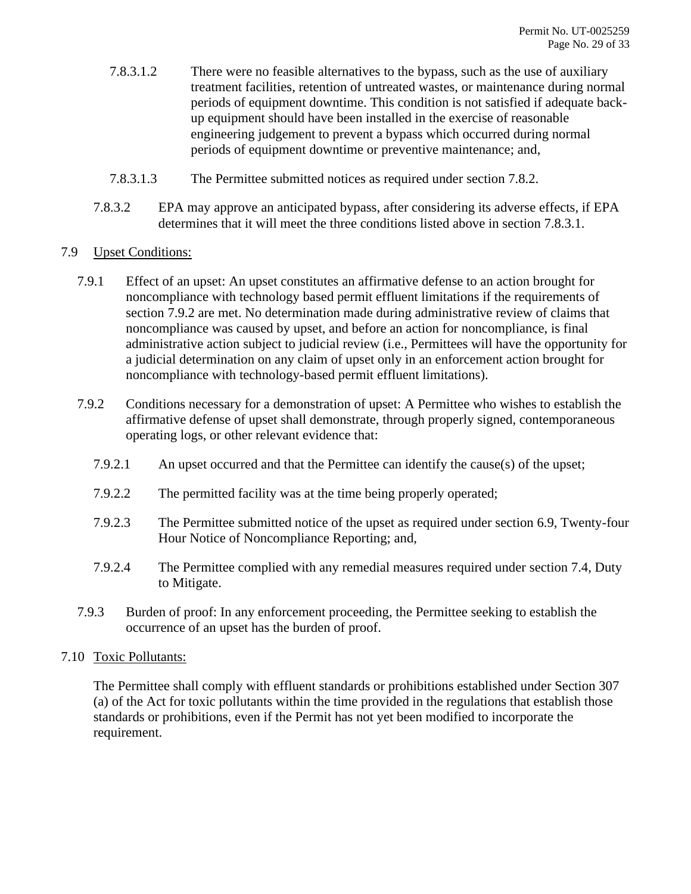7.8.3.1.2 There were no feasible alternatives to the bypass, such as the use of auxiliary treatment facilities, retention of untreated wastes, or maintenance during normal periods of equipment downtime. This condition is not satisfied if adequate back-up equipment should have been installed in the exercise of reasonable engineering judgement to prevent a bypass which occurred during normal periods of equipment downtime or preventive maintenance; and,

7.8.3.1.3 The Permittee submitted notices as required under section 7.8.2.

7.8.3.2 EPA may approve an anticipated bypass, after considering its adverse effects, if EPA determines that it will meet the three conditions listed above in section 7.8.3.1.

7.9 Upset Conditions:

7.9.1 Effect of an upset: An upset constitutes an affirmative defense to an action brought for noncompliance with technology based permit effluent limitations if the requirements of section 7.9.2 are met. No determination made during administrative review of claims that noncompliance was caused by upset, and before an action for noncompliance, is final administrative action subject to judicial review (i.e., Permittees will have the opportunity for a judicial determination on any claim of upset only in an enforcement action brought for noncompliance with technology-based permit effluent limitations).

7.9.2 Conditions necessary for a demonstration of upset: A Permittee who wishes to establish the affirmative defense of upset shall demonstrate, through properly signed, contemporaneous operating logs, or other relevant evidence that:

7.9.2.1 An upset occurred and that the Permittee can identify the cause(s) of the upset;

7.9.2.2 The permitted facility was at the time being properly operated;

7.9.2.3 The Permittee submitted notice of the upset as required under section 6.9, Twenty-four Hour Notice of Noncompliance Reporting; and,

7.9.2.4 The Permittee complied with any remedial measures required under section 7.4, Duty to Mitigate.

7.9.3 Burden of proof: In any enforcement proceeding, the Permittee seeking to establish the occurrence of an upset has the burden of proof.

7.10 Toxic Pollutants:

The Permittee shall comply with effluent standards or prohibitions established under Section 307 (a) of the Act for toxic pollutants within the time provided in the regulations that establish those standards or prohibitions, even if the Permit has not yet been modified to incorporate the requirement.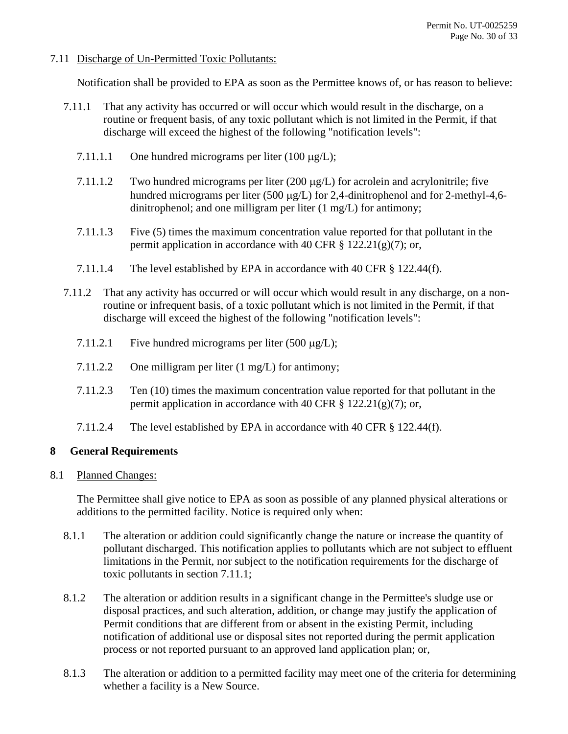7.11 Discharge of Un-Permitted Toxic Pollutants:

Notification shall be provided to EPA as soon as the Permittee knows of, or has reason to believe:

7.11.1 That any activity has occurred or will occur which would result in the discharge, on a routine or frequent basis, of any toxic pollutant which is not limited in the Permit, if that discharge will exceed the highest of the following "notification levels":

7.11.1.1 One hundred micrograms per liter (100 μg/L);

7.11.1.2 Two hundred micrograms per liter (200 μg/L) for acrolein and acrylonitrile; five hundred micrograms per liter (500 μg/L) for 2,4-dinitrophenol and for 2-methyl-4,6-dinitrophenol; and one milligram per liter (1 mg/L) for antimony;

7.11.1.3 Five (5) times the maximum concentration value reported for that pollutant in the permit application in accordance with 40 CFR § 122.21(g)(7); or,

7.11.1.4 The level established by EPA in accordance with 40 CFR § 122.44(f).

7.11.2 That any activity has occurred or will occur which would result in any discharge, on a non-routine or infrequent basis, of a toxic pollutant which is not limited in the Permit, if that discharge will exceed the highest of the following "notification levels":

7.11.2.1 Five hundred micrograms per liter (500 μg/L);

7.11.2.2 One milligram per liter (1 mg/L) for antimony;

7.11.2.3 Ten (10) times the maximum concentration value reported for that pollutant in the permit application in accordance with 40 CFR § 122.21(g)(7); or,

7.11.2.4 The level established by EPA in accordance with 40 CFR § 122.44(f).

# 8 General Requirements

8.1 Planned Changes:

The Permittee shall give notice to EPA as soon as possible of any planned physical alterations or additions to the permitted facility. Notice is required only when:

8.1.1 The alteration or addition could significantly change the nature or increase the quantity of pollutant discharged. This notification applies to pollutants which are not subject to effluent limitations in the Permit, nor subject to the notification requirements for the discharge of toxic pollutants in section 7.11.1;

8.1.2 The alteration or addition results in a significant change in the Permittee's sludge use or disposal practices, and such alteration, addition, or change may justify the application of Permit conditions that are different from or absent in the existing Permit, including notification of additional use or disposal sites not reported during the permit application process or not reported pursuant to an approved land application plan; or,

8.1.3 The alteration or addition to a permitted facility may meet one of the criteria for determining whether a facility is a New Source.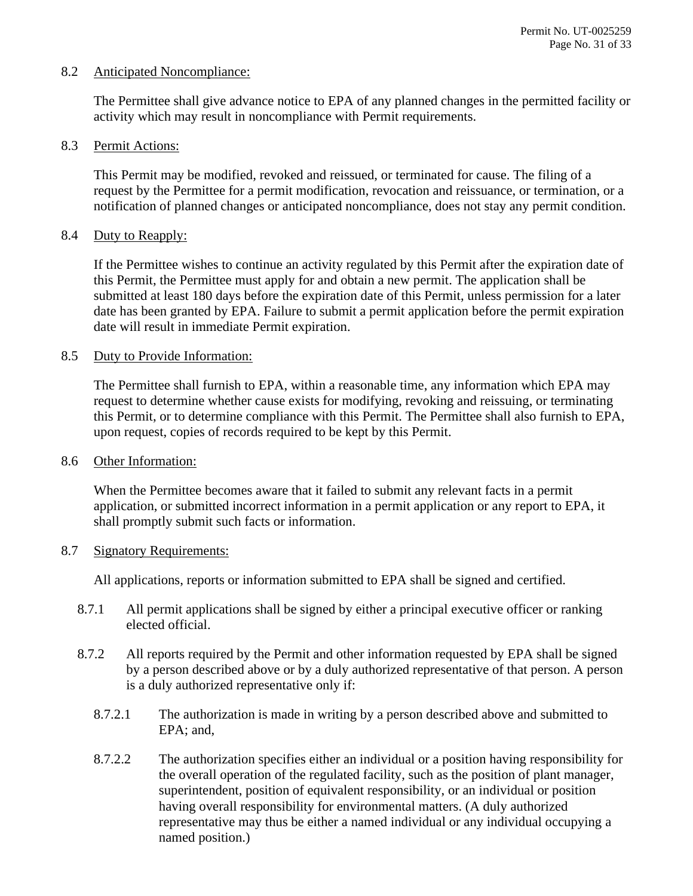8.2 Anticipated Noncompliance:

The Permittee shall give advance notice to EPA of any planned changes in the permitted facility or activity which may result in noncompliance with Permit requirements.

8.3 Permit Actions:

This Permit may be modified, revoked and reissued, or terminated for cause. The filing of a request by the Permittee for a permit modification, revocation and reissuance, or termination, or a notification of planned changes or anticipated noncompliance, does not stay any permit condition.

8.4 Duty to Reapply:

If the Permittee wishes to continue an activity regulated by this Permit after the expiration date of this Permit, the Permittee must apply for and obtain a new permit. The application shall be submitted at least 180 days before the expiration date of this Permit, unless permission for a later date has been granted by EPA. Failure to submit a permit application before the permit expiration date will result in immediate Permit expiration.

8.5 Duty to Provide Information:

The Permittee shall furnish to EPA, within a reasonable time, any information which EPA may request to determine whether cause exists for modifying, revoking and reissuing, or terminating this Permit, or to determine compliance with this Permit. The Permittee shall also furnish to EPA, upon request, copies of records required to be kept by this Permit.

8.6 Other Information:

When the Permittee becomes aware that it failed to submit any relevant facts in a permit application, or submitted incorrect information in a permit application or any report to EPA, it shall promptly submit such facts or information.

8.7 Signatory Requirements:

All applications, reports or information submitted to EPA shall be signed and certified.

8.7.1 All permit applications shall be signed by either a principal executive officer or ranking elected official.

8.7.2 All reports required by the Permit and other information requested by EPA shall be signed by a person described above or by a duly authorized representative of that person. A person is a duly authorized representative only if:

8.7.2.1 The authorization is made in writing by a person described above and submitted to EPA; and,

8.7.2.2 The authorization specifies either an individual or a position having responsibility for the overall operation of the regulated facility, such as the position of plant manager, superintendent, position of equivalent responsibility, or an individual or position having overall responsibility for environmental matters. (A duly authorized representative may thus be either a named individual or any individual occupying a named position.)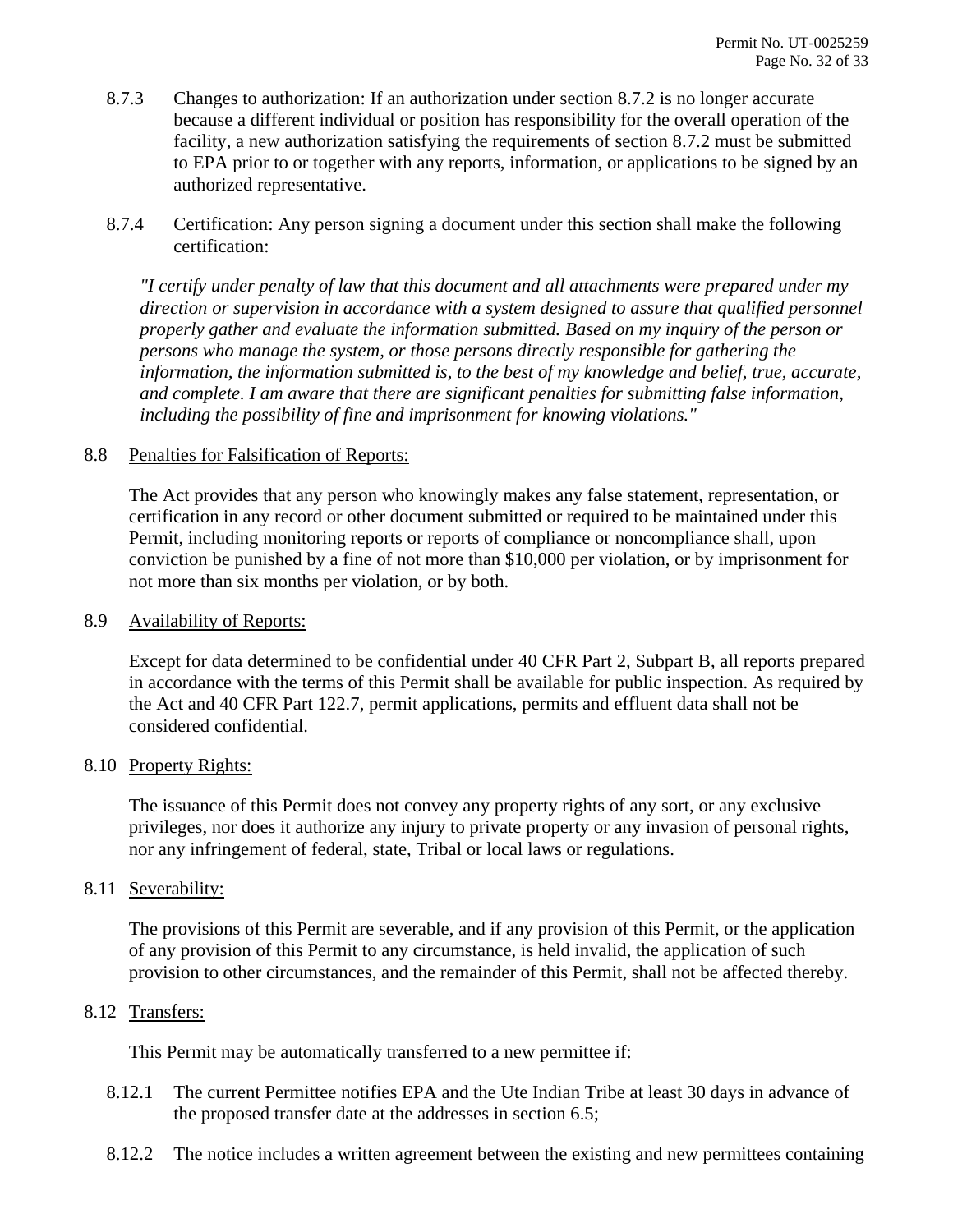8.7.3 Changes to authorization: If an authorization under section 8.7.2 is no longer accurate because a different individual or position has responsibility for the overall operation of the facility, a new authorization satisfying the requirements of section 8.7.2 must be submitted to EPA prior to or together with any reports, information, or applications to be signed by an authorized representative.

8.7.4 Certification: Any person signing a document under this section shall make the following certification:

*"I certify under penalty of law that this document and all attachments were prepared under my direction or supervision in accordance with a system designed to assure that qualified personnel properly gather and evaluate the information submitted. Based on my inquiry of the person or persons who manage the system, or those persons directly responsible for gathering the information, the information submitted is, to the best of my knowledge and belief, true, accurate, and complete. I am aware that there are significant penalties for submitting false information, including the possibility of fine and imprisonment for knowing violations."*

8.8 <u>Penalties for Falsification of Reports:</u>

The Act provides that any person who knowingly makes any false statement, representation, or certification in any record or other document submitted or required to be maintained under this Permit, including monitoring reports or reports of compliance or noncompliance shall, upon conviction be punished by a fine of not more than $10,000 per violation, or by imprisonment for not more than six months per violation, or by both.

8.9 <u>Availability of Reports:</u>

Except for data determined to be confidential under 40 CFR Part 2, Subpart B, all reports prepared in accordance with the terms of this Permit shall be available for public inspection. As required by the Act and 40 CFR Part 122.7, permit applications, permits and effluent data shall not be considered confidential.

8.10 <u>Property Rights:</u>

The issuance of this Permit does not convey any property rights of any sort, or any exclusive privileges, nor does it authorize any injury to private property or any invasion of personal rights, nor any infringement of federal, state, Tribal or local laws or regulations.

8.11 <u>Severability:</u>

The provisions of this Permit are severable, and if any provision of this Permit, or the application of any provision of this Permit to any circumstance, is held invalid, the application of such provision to other circumstances, and the remainder of this Permit, shall not be affected thereby.

8.12 <u>Transfers:</u>

This Permit may be automatically transferred to a new permittee if:

8.12.1 The current Permittee notifies EPA and the Ute Indian Tribe at least 30 days in advance of the proposed transfer date at the addresses in section 6.5;

8.12.2 The notice includes a written agreement between the existing and new permittees containing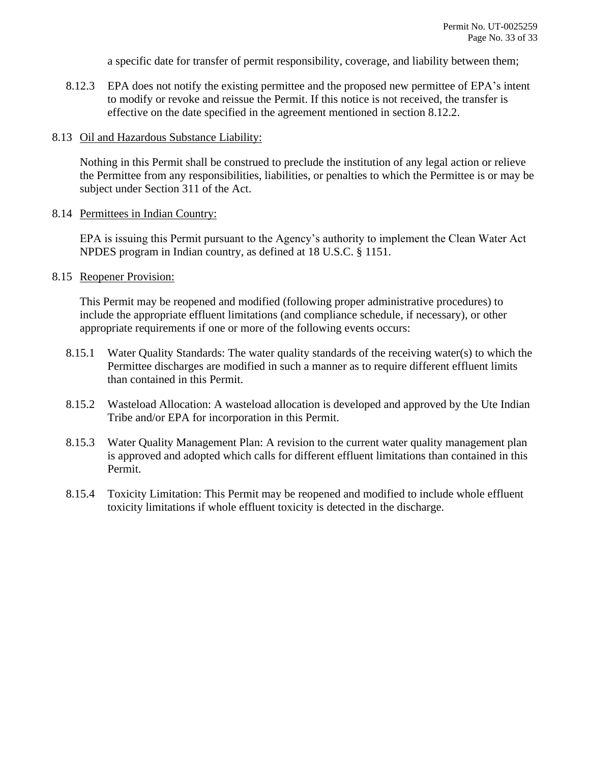a specific date for transfer of permit responsibility, coverage, and liability between them;

8.12.3 EPA does not notify the existing permittee and the proposed new permittee of EPA's intent to modify or revoke and reissue the Permit. If this notice is not received, the transfer is effective on the date specified in the agreement mentioned in section 8.12.2.

8.13 Oil and Hazardous Substance Liability:

Nothing in this Permit shall be construed to preclude the institution of any legal action or relieve the Permittee from any responsibilities, liabilities, or penalties to which the Permittee is or may be subject under Section 311 of the Act.

8.14 Permittees in Indian Country:

EPA is issuing this Permit pursuant to the Agency's authority to implement the Clean Water Act NPDES program in Indian country, as defined at 18 U.S.C. § 1151.

8.15 Reopener Provision:

This Permit may be reopened and modified (following proper administrative procedures) to include the appropriate effluent limitations (and compliance schedule, if necessary), or other appropriate requirements if one or more of the following events occurs:

8.15.1 Water Quality Standards: The water quality standards of the receiving water(s) to which the Permittee discharges are modified in such a manner as to require different effluent limits than contained in this Permit.

8.15.2 Wasteload Allocation: A wasteload allocation is developed and approved by the Ute Indian Tribe and/or EPA for incorporation in this Permit.

8.15.3 Water Quality Management Plan: A revision to the current water quality management plan is approved and adopted which calls for different effluent limitations than contained in this Permit.

8.15.4 Toxicity Limitation: This Permit may be reopened and modified to include whole effluent toxicity limitations if whole effluent toxicity is detected in the discharge.